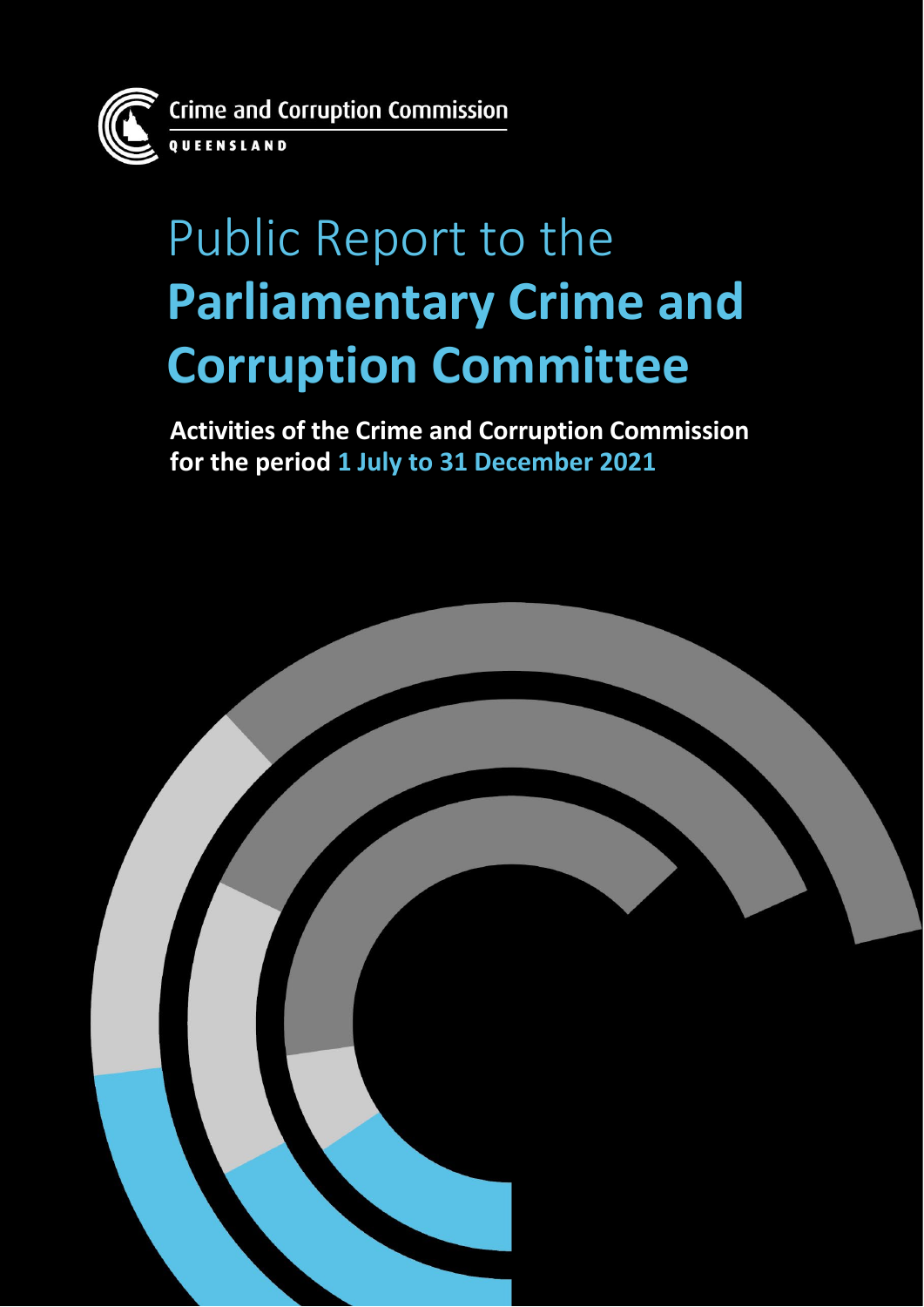Crime and Corruption Commission

QUEENSLAND

# Public Report to the **Parliamentary Crime and Corruption Committee**

**Activities of the Crime and Corruption Commission for the period 1 July to 31 December 2021**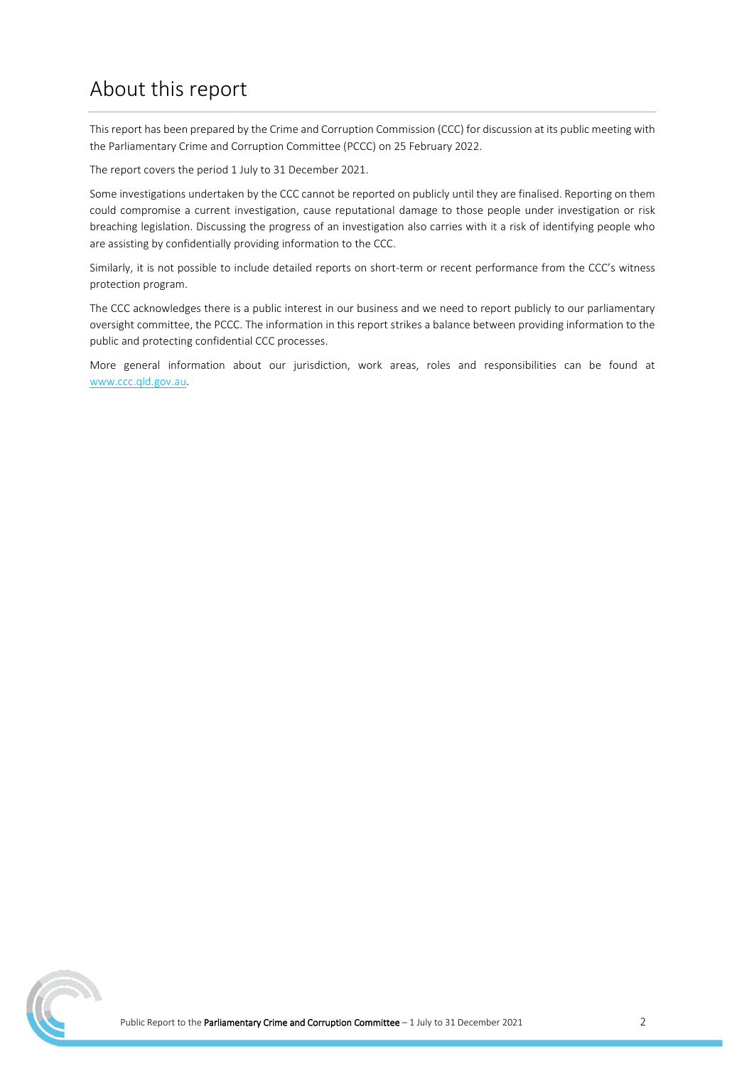# About this report

This report has been prepared by the Crime and Corruption Commission (CCC) for discussion at its public meeting with the Parliamentary Crime and Corruption Committee (PCCC) on 25 February 2022.

The report covers the period 1 July to 31 December 2021.

Some investigations undertaken by the CCC cannot be reported on publicly until they are finalised. Reporting on them could compromise a current investigation, cause reputational damage to those people under investigation or risk breaching legislation. Discussing the progress of an investigation also carries with it a risk of identifying people who are assisting by confidentially providing information to the CCC.

Similarly, it is not possible to include detailed reports on short-term or recent performance from the CCC's witness protection program.

The CCC acknowledges there is a public interest in our business and we need to report publicly to our parliamentary oversight committee, the PCCC. The information in this report strikes a balance between providing information to the public and protecting confidential CCC processes.

More general information about our jurisdiction, work areas, roles and responsibilities can be found at [www.ccc.qld.gov.au](http://www.ccc.qld.gov.au).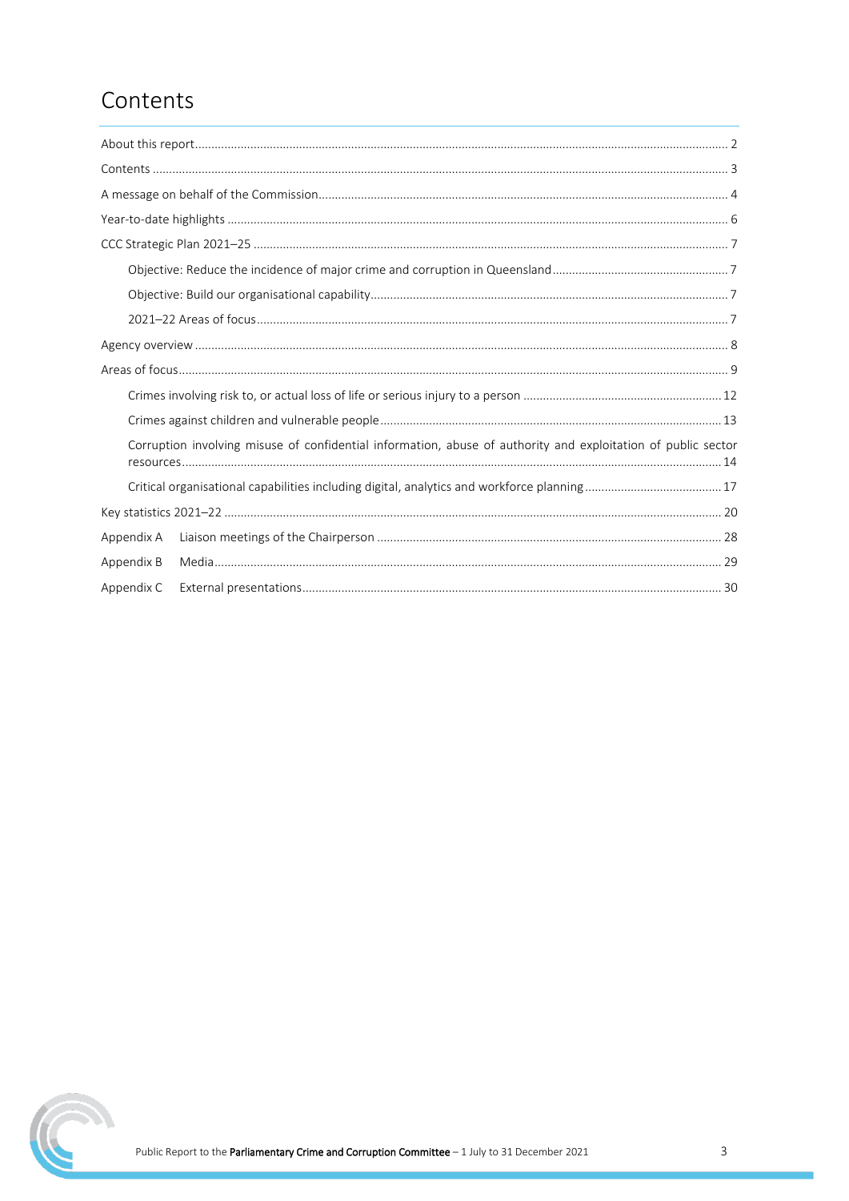# Contents

About this report ..... 2

Contents ..... 3

A message on behalf of the Commission ..... 4

Year-to-date highlights ..... 6

CCC Strategic Plan 2021–25 ..... 7

- Objective: Reduce the incidence of major crime and corruption in Queensland ..... 7
- Objective: Build our organisational capability ..... 7
- 2021–22 Areas of focus ..... 7

Agency overview ..... 8

Areas of focus ..... 9

- Crimes involving risk to, or actual loss of life or serious injury to a person ..... 12
- Crimes against children and vulnerable people ..... 13
- Corruption involving misuse of confidential information, abuse of authority and exploitation of public sector resources ..... 14
- Critical organisational capabilities including digital, analytics and workforce planning ..... 17

Key statistics 2021–22 ..... 20

Appendix A Liaison meetings of the Chairperson ..... 28

Appendix B Media ..... 29

Appendix C External presentations ..... 30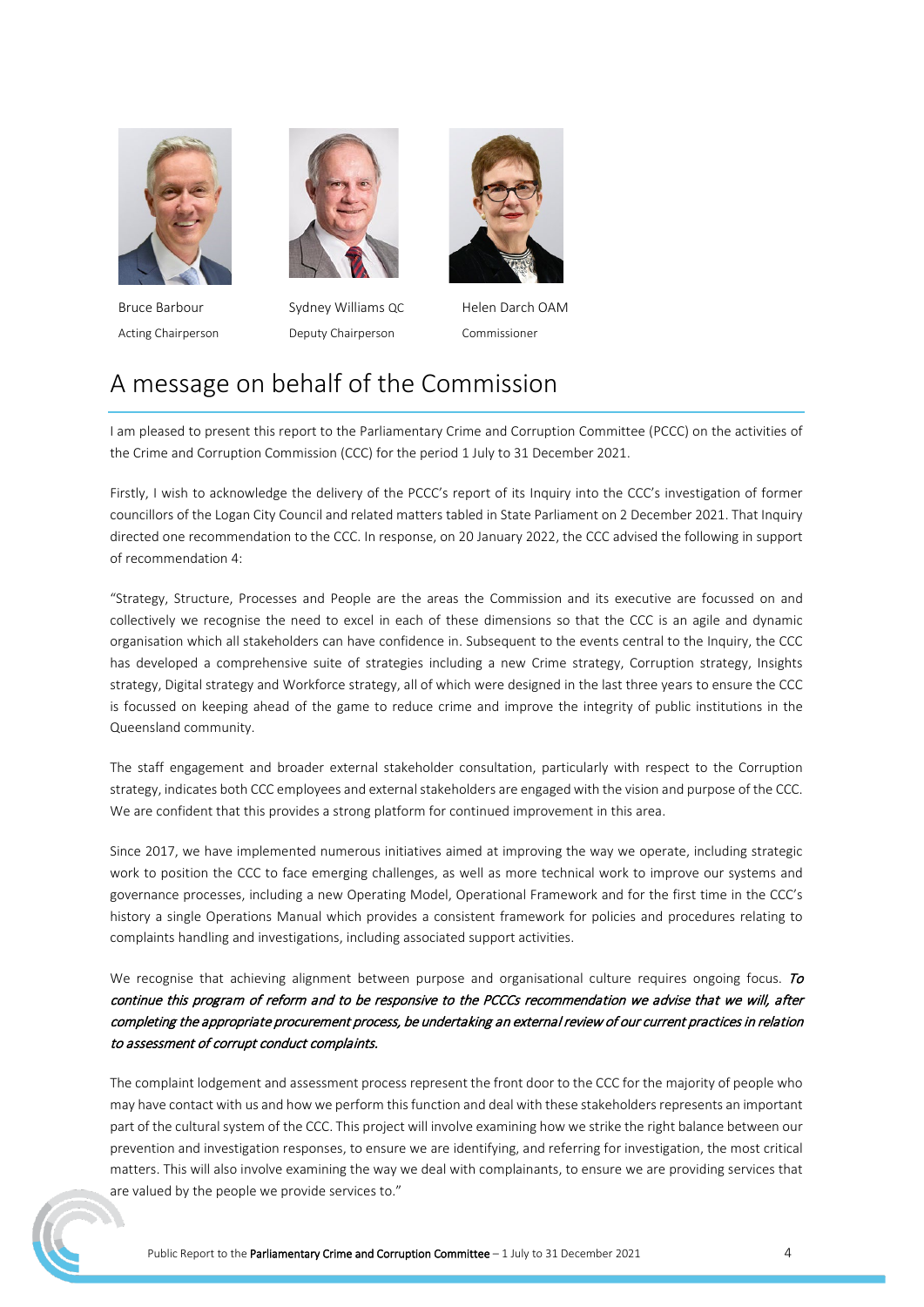Bruce Barbour
Acting Chairperson

Sydney Williams QC
Deputy Chairperson

Helen Darch OAM
Commissioner

# A message on behalf of the Commission

I am pleased to present this report to the Parliamentary Crime and Corruption Committee (PCCC) on the activities of the Crime and Corruption Commission (CCC) for the period 1 July to 31 December 2021.

Firstly, I wish to acknowledge the delivery of the PCCC's report of its Inquiry into the CCC's investigation of former councillors of the Logan City Council and related matters tabled in State Parliament on 2 December 2021. That Inquiry directed one recommendation to the CCC. In response, on 20 January 2022, the CCC advised the following in support of recommendation 4:

"Strategy, Structure, Processes and People are the areas the Commission and its executive are focussed on and collectively we recognise the need to excel in each of these dimensions so that the CCC is an agile and dynamic organisation which all stakeholders can have confidence in. Subsequent to the events central to the Inquiry, the CCC has developed a comprehensive suite of strategies including a new Crime strategy, Corruption strategy, Insights strategy, Digital strategy and Workforce strategy, all of which were designed in the last three years to ensure the CCC is focussed on keeping ahead of the game to reduce crime and improve the integrity of public institutions in the Queensland community.

The staff engagement and broader external stakeholder consultation, particularly with respect to the Corruption strategy, indicates both CCC employees and external stakeholders are engaged with the vision and purpose of the CCC. We are confident that this provides a strong platform for continued improvement in this area.

Since 2017, we have implemented numerous initiatives aimed at improving the way we operate, including strategic work to position the CCC to face emerging challenges, as well as more technical work to improve our systems and governance processes, including a new Operating Model, Operational Framework and for the first time in the CCC's history a single Operations Manual which provides a consistent framework for policies and procedures relating to complaints handling and investigations, including associated support activities.

We recognise that achieving alignment between purpose and organisational culture requires ongoing focus. ***To continue this program of reform and to be responsive to the PCCCs recommendation we advise that we will, after completing the appropriate procurement process, be undertaking an external review of our current practices in relation to assessment of corrupt conduct complaints.***

The complaint lodgement and assessment process represent the front door to the CCC for the majority of people who may have contact with us and how we perform this function and deal with these stakeholders represents an important part of the cultural system of the CCC. This project will involve examining how we strike the right balance between our prevention and investigation responses, to ensure we are identifying, and referring for investigation, the most critical matters. This will also involve examining the way we deal with complainants, to ensure we are providing services that are valued by the people we provide services to."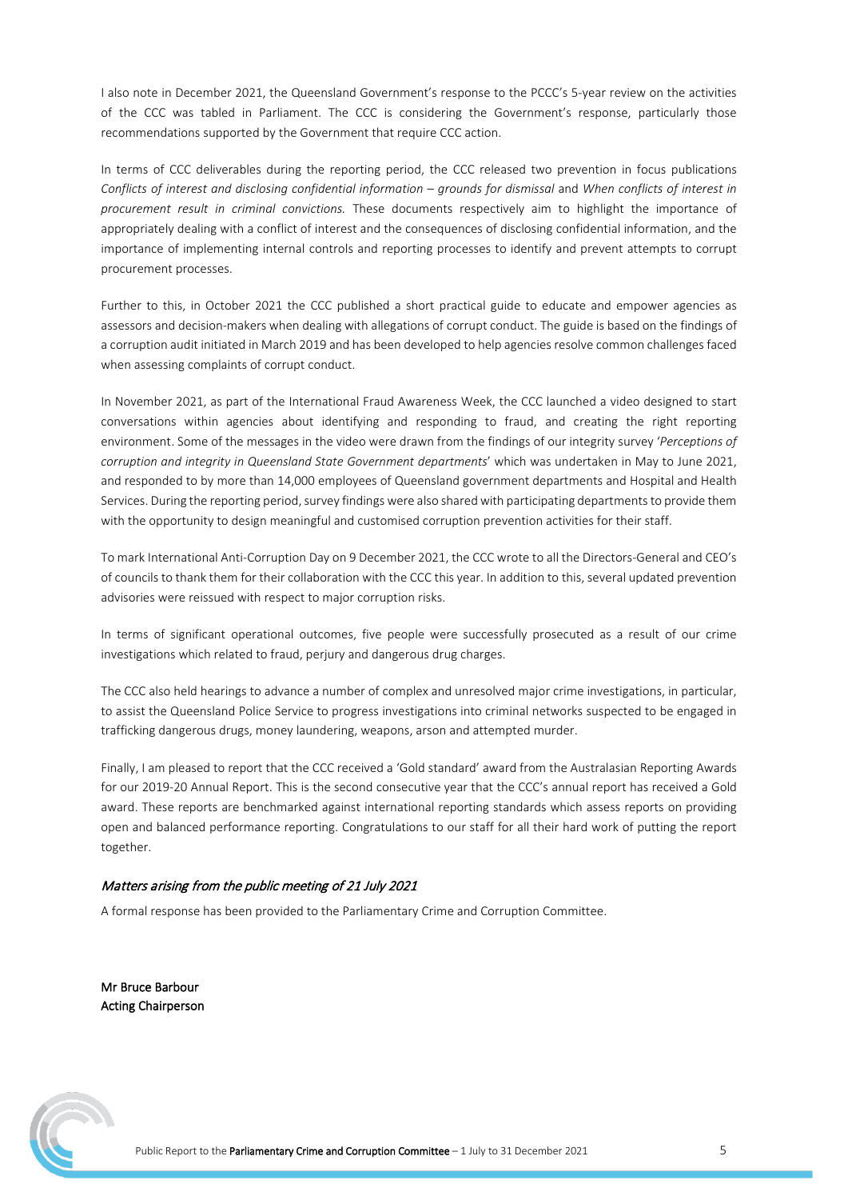I also note in December 2021, the Queensland Government's response to the PCCC's 5-year review on the activities of the CCC was tabled in Parliament. The CCC is considering the Government's response, particularly those recommendations supported by the Government that require CCC action.

In terms of CCC deliverables during the reporting period, the CCC released two prevention in focus publications *Conflicts of interest and disclosing confidential information – grounds for dismissal* and *When conflicts of interest in procurement result in criminal convictions.* These documents respectively aim to highlight the importance of appropriately dealing with a conflict of interest and the consequences of disclosing confidential information, and the importance of implementing internal controls and reporting processes to identify and prevent attempts to corrupt procurement processes.

Further to this, in October 2021 the CCC published a short practical guide to educate and empower agencies as assessors and decision-makers when dealing with allegations of corrupt conduct. The guide is based on the findings of a corruption audit initiated in March 2019 and has been developed to help agencies resolve common challenges faced when assessing complaints of corrupt conduct.

In November 2021, as part of the International Fraud Awareness Week, the CCC launched a video designed to start conversations within agencies about identifying and responding to fraud, and creating the right reporting environment. Some of the messages in the video were drawn from the findings of our integrity survey '*Perceptions of corruption and integrity in Queensland State Government departments*' which was undertaken in May to June 2021, and responded to by more than 14,000 employees of Queensland government departments and Hospital and Health Services. During the reporting period, survey findings were also shared with participating departments to provide them with the opportunity to design meaningful and customised corruption prevention activities for their staff.

To mark International Anti-Corruption Day on 9 December 2021, the CCC wrote to all the Directors-General and CEO's of councils to thank them for their collaboration with the CCC this year. In addition to this, several updated prevention advisories were reissued with respect to major corruption risks.

In terms of significant operational outcomes, five people were successfully prosecuted as a result of our crime investigations which related to fraud, perjury and dangerous drug charges.

The CCC also held hearings to advance a number of complex and unresolved major crime investigations, in particular, to assist the Queensland Police Service to progress investigations into criminal networks suspected to be engaged in trafficking dangerous drugs, money laundering, weapons, arson and attempted murder.

Finally, I am pleased to report that the CCC received a 'Gold standard' award from the Australasian Reporting Awards for our 2019-20 Annual Report. This is the second consecutive year that the CCC's annual report has received a Gold award. These reports are benchmarked against international reporting standards which assess reports on providing open and balanced performance reporting. Congratulations to our staff for all their hard work of putting the report together.

### *Matters arising from the public meeting of 21 July 2021*

A formal response has been provided to the Parliamentary Crime and Corruption Committee.

Mr Bruce Barbour
Acting Chairperson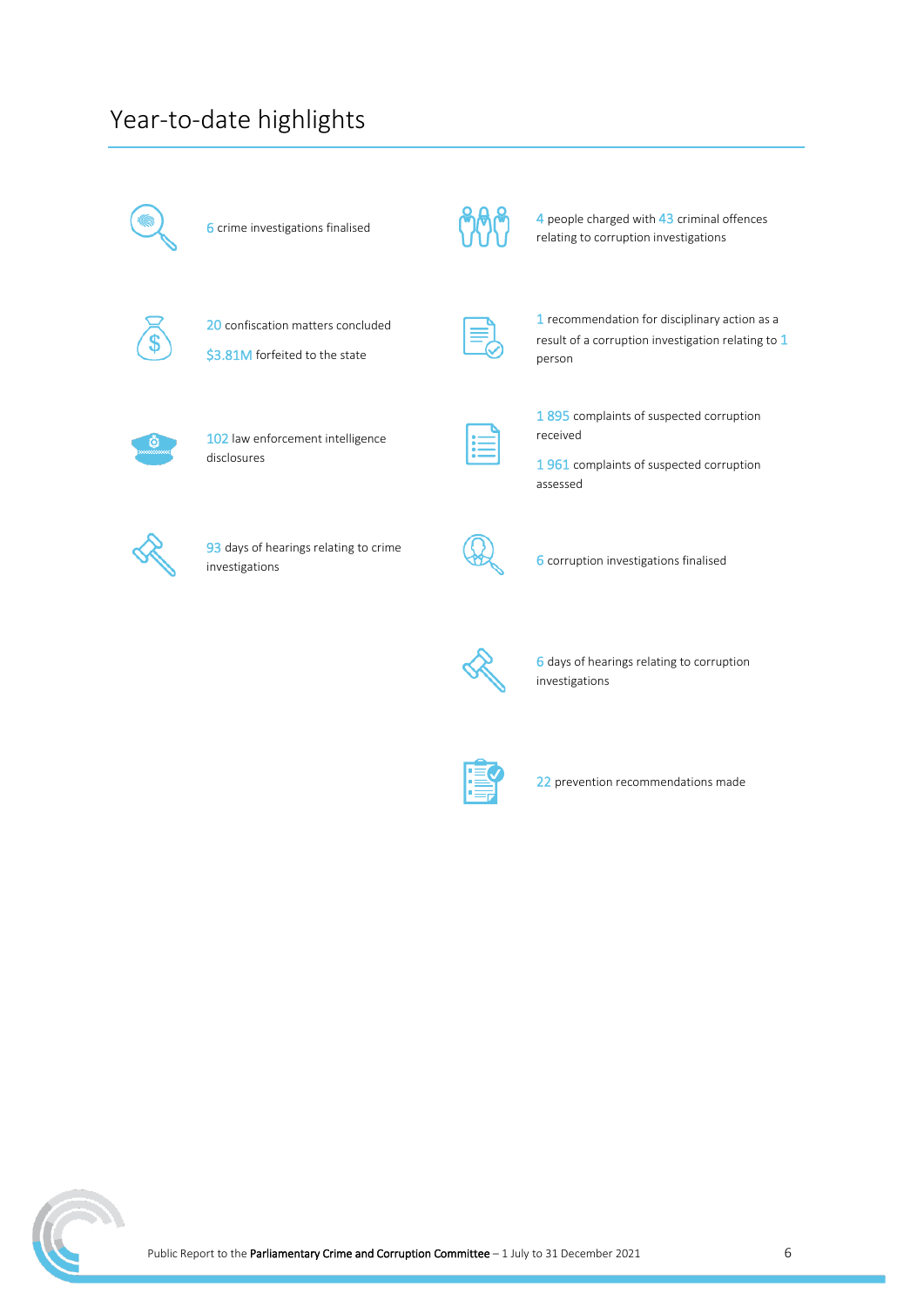# Year-to-date highlights

6 crime investigations finalised

20 confiscation matters concluded

$3.81M forfeited to the state

102 law enforcement intelligence disclosures

93 days of hearings relating to crime investigations

4 people charged with 43 criminal offences relating to corruption investigations

1 recommendation for disciplinary action as a result of a corruption investigation relating to 1 person

1 895 complaints of suspected corruption received

1 961 complaints of suspected corruption assessed

6 corruption investigations finalised

6 days of hearings relating to corruption investigations

22 prevention recommendations made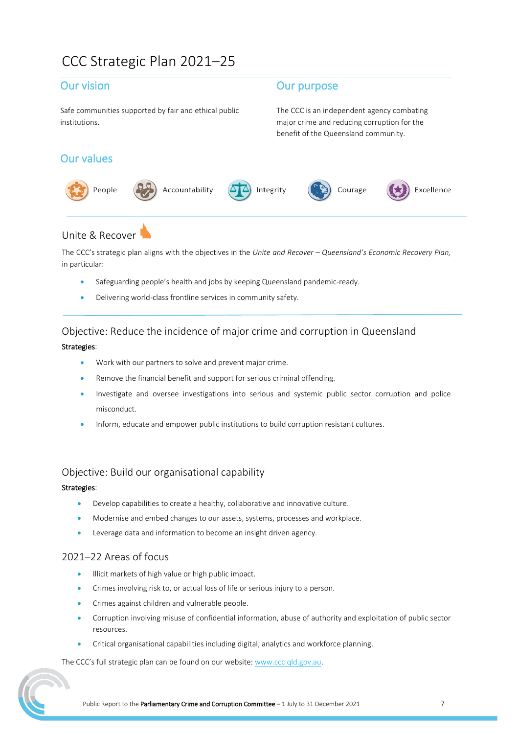# CCC Strategic Plan 2021–25

## Our vision

Safe communities supported by fair and ethical public institutions.

## Our purpose

The CCC is an independent agency combating major crime and reducing corruption for the benefit of the Queensland community.

## Our values

People | Accountability | Integrity | Courage | Excellence

## Unite & Recover

The CCC's strategic plan aligns with the objectives in the *Unite and Recover – Queensland's Economic Recovery Plan,* in particular:

- Safeguarding people's health and jobs by keeping Queensland pandemic-ready.
- Delivering world-class frontline services in community safety.

## Objective: Reduce the incidence of major crime and corruption in Queensland

**Strategies**:

- Work with our partners to solve and prevent major crime.
- Remove the financial benefit and support for serious criminal offending.
- Investigate and oversee investigations into serious and systemic public sector corruption and police misconduct.
- Inform, educate and empower public institutions to build corruption resistant cultures.

## Objective: Build our organisational capability

**Strategies**:

- Develop capabilities to create a healthy, collaborative and innovative culture.
- Modernise and embed changes to our assets, systems, processes and workplace.
- Leverage data and information to become an insight driven agency.

## 2021–22 Areas of focus

- Illicit markets of high value or high public impact.
- Crimes involving risk to, or actual loss of life or serious injury to a person.
- Crimes against children and vulnerable people.
- Corruption involving misuse of confidential information, abuse of authority and exploitation of public sector resources.
- Critical organisational capabilities including digital, analytics and workforce planning.

The CCC's full strategic plan can be found on our website: www.ccc.qld.gov.au.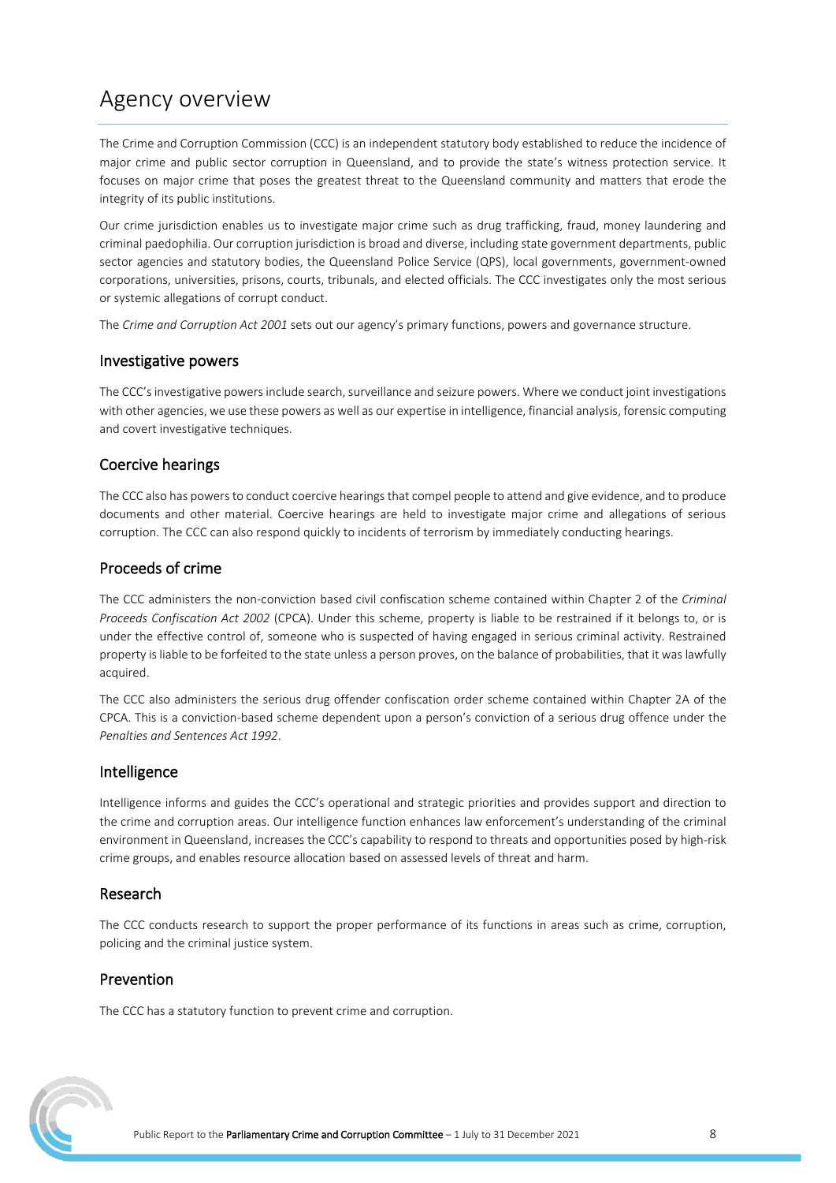# Agency overview

The Crime and Corruption Commission (CCC) is an independent statutory body established to reduce the incidence of major crime and public sector corruption in Queensland, and to provide the state's witness protection service. It focuses on major crime that poses the greatest threat to the Queensland community and matters that erode the integrity of its public institutions.

Our crime jurisdiction enables us to investigate major crime such as drug trafficking, fraud, money laundering and criminal paedophilia. Our corruption jurisdiction is broad and diverse, including state government departments, public sector agencies and statutory bodies, the Queensland Police Service (QPS), local governments, government-owned corporations, universities, prisons, courts, tribunals, and elected officials. The CCC investigates only the most serious or systemic allegations of corrupt conduct.

The *Crime and Corruption Act 2001* sets out our agency's primary functions, powers and governance structure.

## Investigative powers

The CCC's investigative powers include search, surveillance and seizure powers. Where we conduct joint investigations with other agencies, we use these powers as well as our expertise in intelligence, financial analysis, forensic computing and covert investigative techniques.

## Coercive hearings

The CCC also has powers to conduct coercive hearings that compel people to attend and give evidence, and to produce documents and other material. Coercive hearings are held to investigate major crime and allegations of serious corruption. The CCC can also respond quickly to incidents of terrorism by immediately conducting hearings.

## Proceeds of crime

The CCC administers the non-conviction based civil confiscation scheme contained within Chapter 2 of the *Criminal Proceeds Confiscation Act 2002* (CPCA). Under this scheme, property is liable to be restrained if it belongs to, or is under the effective control of, someone who is suspected of having engaged in serious criminal activity. Restrained property is liable to be forfeited to the state unless a person proves, on the balance of probabilities, that it was lawfully acquired.

The CCC also administers the serious drug offender confiscation order scheme contained within Chapter 2A of the CPCA. This is a conviction-based scheme dependent upon a person's conviction of a serious drug offence under the *Penalties and Sentences Act 1992*.

## Intelligence

Intelligence informs and guides the CCC's operational and strategic priorities and provides support and direction to the crime and corruption areas. Our intelligence function enhances law enforcement's understanding of the criminal environment in Queensland, increases the CCC's capability to respond to threats and opportunities posed by high-risk crime groups, and enables resource allocation based on assessed levels of threat and harm.

## Research

The CCC conducts research to support the proper performance of its functions in areas such as crime, corruption, policing and the criminal justice system.

## Prevention

The CCC has a statutory function to prevent crime and corruption.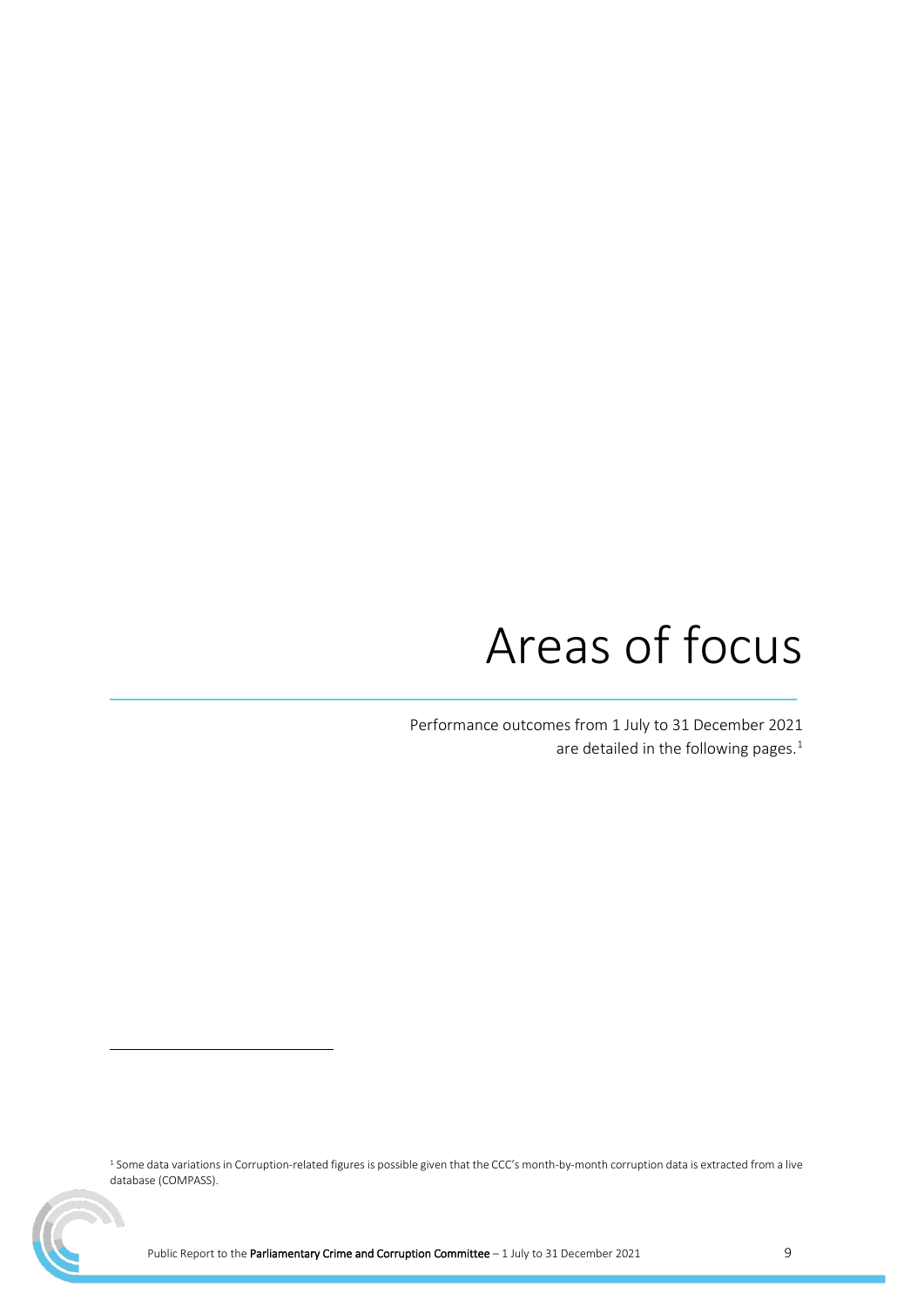# Areas of focus

Performance outcomes from 1 July to 31 December 2021 are detailed in the following pages.[1]

[1] Some data variations in Corruption-related figures is possible given that the CCC's month-by-month corruption data is extracted from a live database (COMPASS).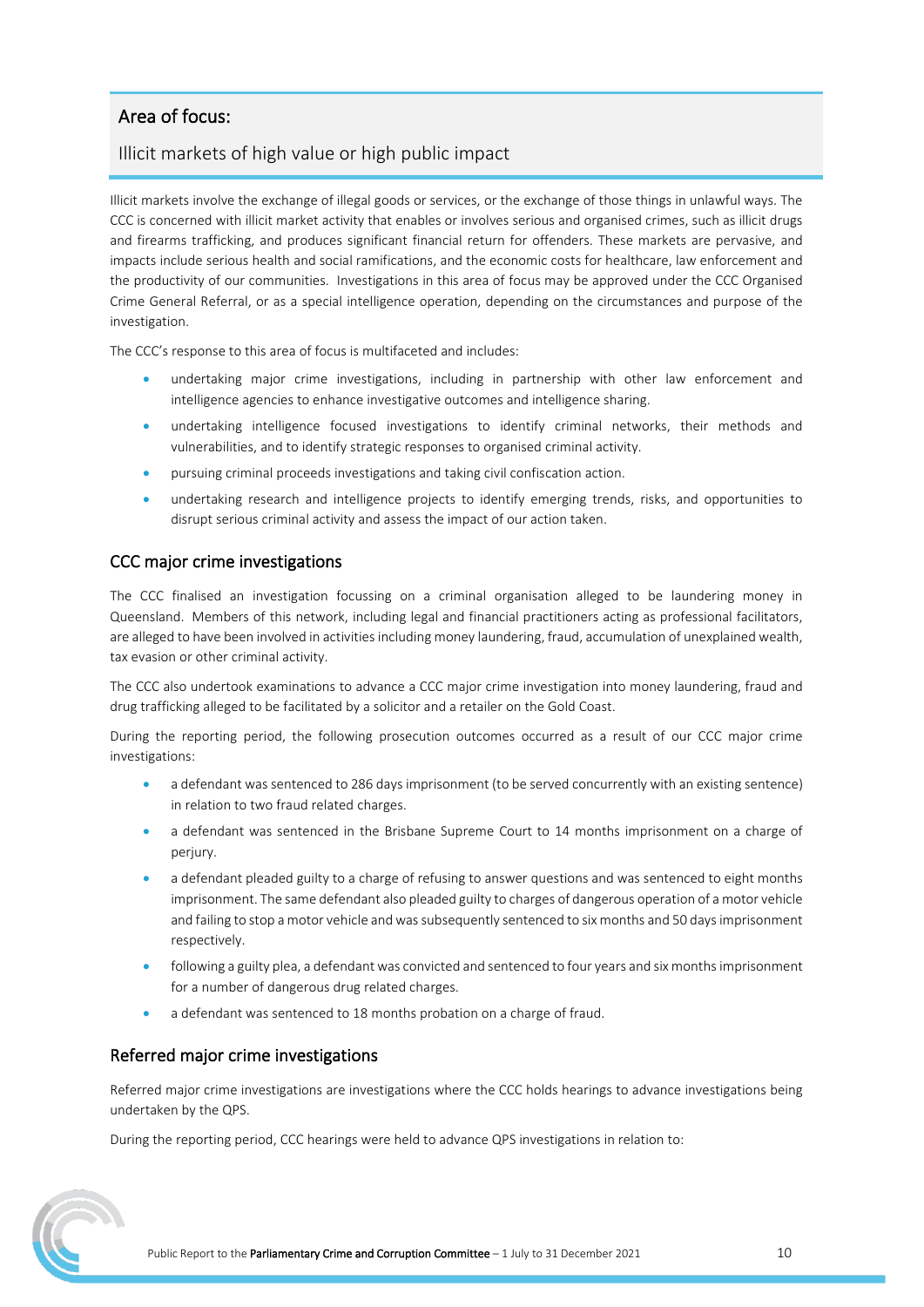## Area of focus:

### Illicit markets of high value or high public impact

Illicit markets involve the exchange of illegal goods or services, or the exchange of those things in unlawful ways. The CCC is concerned with illicit market activity that enables or involves serious and organised crimes, such as illicit drugs and firearms trafficking, and produces significant financial return for offenders. These markets are pervasive, and impacts include serious health and social ramifications, and the economic costs for healthcare, law enforcement and the productivity of our communities. Investigations in this area of focus may be approved under the CCC Organised Crime General Referral, or as a special intelligence operation, depending on the circumstances and purpose of the investigation.

The CCC's response to this area of focus is multifaceted and includes:

- undertaking major crime investigations, including in partnership with other law enforcement and intelligence agencies to enhance investigative outcomes and intelligence sharing.
- undertaking intelligence focused investigations to identify criminal networks, their methods and vulnerabilities, and to identify strategic responses to organised criminal activity.
- pursuing criminal proceeds investigations and taking civil confiscation action.
- undertaking research and intelligence projects to identify emerging trends, risks, and opportunities to disrupt serious criminal activity and assess the impact of our action taken.

## CCC major crime investigations

The CCC finalised an investigation focussing on a criminal organisation alleged to be laundering money in Queensland. Members of this network, including legal and financial practitioners acting as professional facilitators, are alleged to have been involved in activities including money laundering, fraud, accumulation of unexplained wealth, tax evasion or other criminal activity.

The CCC also undertook examinations to advance a CCC major crime investigation into money laundering, fraud and drug trafficking alleged to be facilitated by a solicitor and a retailer on the Gold Coast.

During the reporting period, the following prosecution outcomes occurred as a result of our CCC major crime investigations:

- a defendant was sentenced to 286 days imprisonment (to be served concurrently with an existing sentence) in relation to two fraud related charges.
- a defendant was sentenced in the Brisbane Supreme Court to 14 months imprisonment on a charge of perjury.
- a defendant pleaded guilty to a charge of refusing to answer questions and was sentenced to eight months imprisonment. The same defendant also pleaded guilty to charges of dangerous operation of a motor vehicle and failing to stop a motor vehicle and was subsequently sentenced to six months and 50 days imprisonment respectively.
- following a guilty plea, a defendant was convicted and sentenced to four years and six months imprisonment for a number of dangerous drug related charges.
- a defendant was sentenced to 18 months probation on a charge of fraud.

## Referred major crime investigations

Referred major crime investigations are investigations where the CCC holds hearings to advance investigations being undertaken by the QPS.

During the reporting period, CCC hearings were held to advance QPS investigations in relation to: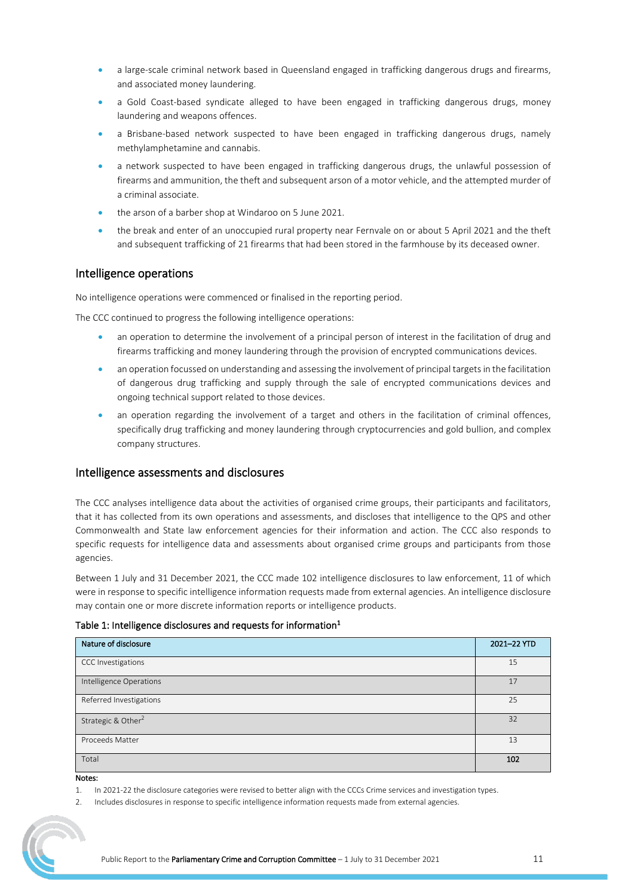- a large-scale criminal network based in Queensland engaged in trafficking dangerous drugs and firearms, and associated money laundering.
- a Gold Coast-based syndicate alleged to have been engaged in trafficking dangerous drugs, money laundering and weapons offences.
- a Brisbane-based network suspected to have been engaged in trafficking dangerous drugs, namely methylamphetamine and cannabis.
- a network suspected to have been engaged in trafficking dangerous drugs, the unlawful possession of firearms and ammunition, the theft and subsequent arson of a motor vehicle, and the attempted murder of a criminal associate.
- the arson of a barber shop at Windaroo on 5 June 2021.
- the break and enter of an unoccupied rural property near Fernvale on or about 5 April 2021 and the theft and subsequent trafficking of 21 firearms that had been stored in the farmhouse by its deceased owner.

## Intelligence operations

No intelligence operations were commenced or finalised in the reporting period.

The CCC continued to progress the following intelligence operations:

- an operation to determine the involvement of a principal person of interest in the facilitation of drug and firearms trafficking and money laundering through the provision of encrypted communications devices.
- an operation focussed on understanding and assessing the involvement of principal targets in the facilitation of dangerous drug trafficking and supply through the sale of encrypted communications devices and ongoing technical support related to those devices.
- an operation regarding the involvement of a target and others in the facilitation of criminal offences, specifically drug trafficking and money laundering through cryptocurrencies and gold bullion, and complex company structures.

## Intelligence assessments and disclosures

The CCC analyses intelligence data about the activities of organised crime groups, their participants and facilitators, that it has collected from its own operations and assessments, and discloses that intelligence to the QPS and other Commonwealth and State law enforcement agencies for their information and action. The CCC also responds to specific requests for intelligence data and assessments about organised crime groups and participants from those agencies.

Between 1 July and 31 December 2021, the CCC made 102 intelligence disclosures to law enforcement, 11 of which were in response to specific intelligence information requests made from external agencies. An intelligence disclosure may contain one or more discrete information reports or intelligence products.

**Table 1: Intelligence disclosures and requests for information[1]**

| Nature of disclosure | 2021–22 YTD |
|---|---|
| CCC Investigations | 15 |
| Intelligence Operations | 17 |
| Referred Investigations | 25 |
| Strategic & Other[2] | 32 |
| Proceeds Matter | 13 |
| Total | **102** |

**Notes:**

1. In 2021-22 the disclosure categories were revised to better align with the CCCs Crime services and investigation types.
2. Includes disclosures in response to specific intelligence information requests made from external agencies.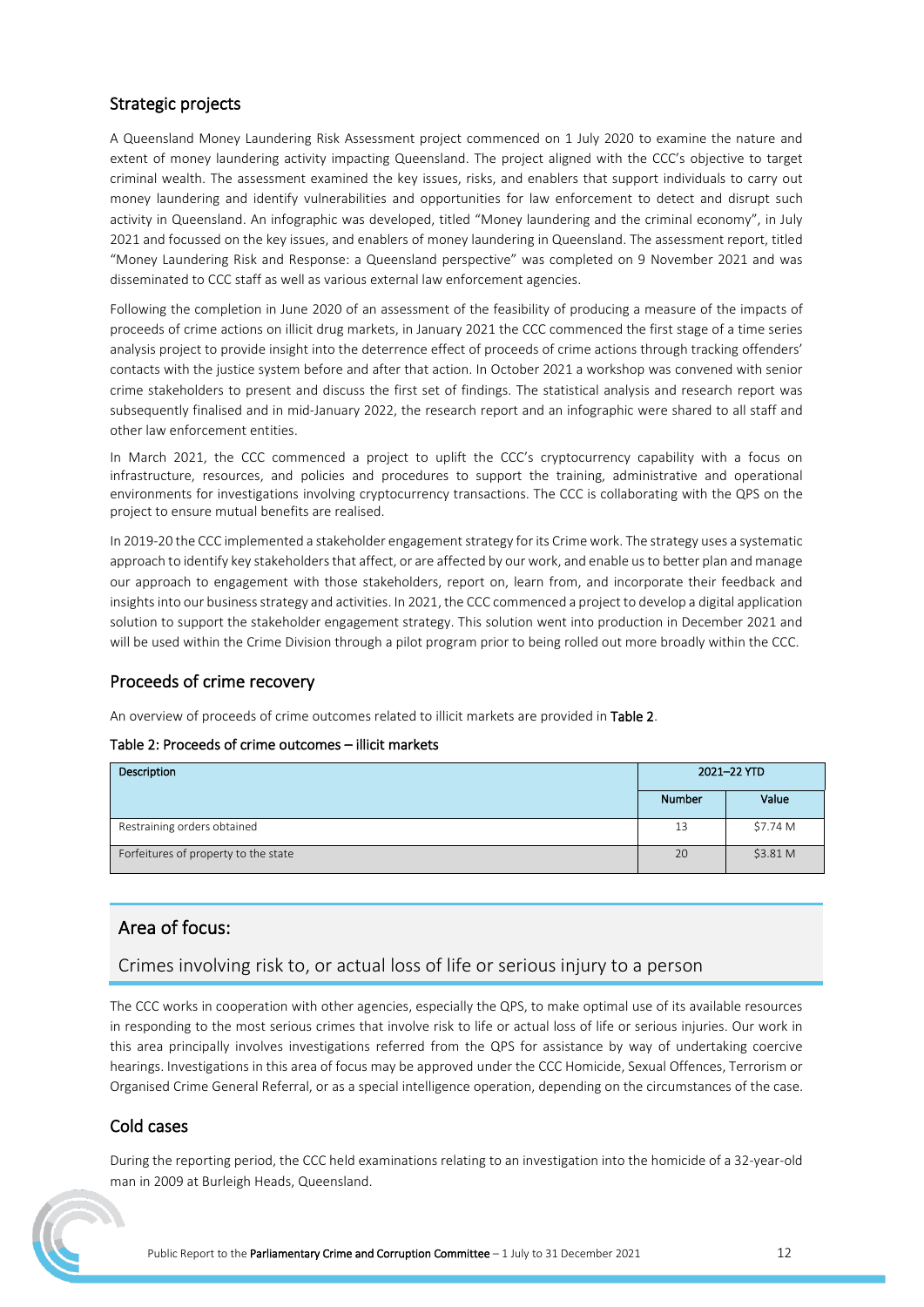## Strategic projects

A Queensland Money Laundering Risk Assessment project commenced on 1 July 2020 to examine the nature and extent of money laundering activity impacting Queensland. The project aligned with the CCC's objective to target criminal wealth. The assessment examined the key issues, risks, and enablers that support individuals to carry out money laundering and identify vulnerabilities and opportunities for law enforcement to detect and disrupt such activity in Queensland. An infographic was developed, titled "Money laundering and the criminal economy", in July 2021 and focussed on the key issues, and enablers of money laundering in Queensland. The assessment report, titled "Money Laundering Risk and Response: a Queensland perspective" was completed on 9 November 2021 and was disseminated to CCC staff as well as various external law enforcement agencies.

Following the completion in June 2020 of an assessment of the feasibility of producing a measure of the impacts of proceeds of crime actions on illicit drug markets, in January 2021 the CCC commenced the first stage of a time series analysis project to provide insight into the deterrence effect of proceeds of crime actions through tracking offenders' contacts with the justice system before and after that action. In October 2021 a workshop was convened with senior crime stakeholders to present and discuss the first set of findings. The statistical analysis and research report was subsequently finalised and in mid-January 2022, the research report and an infographic were shared to all staff and other law enforcement entities.

In March 2021, the CCC commenced a project to uplift the CCC's cryptocurrency capability with a focus on infrastructure, resources, and policies and procedures to support the training, administrative and operational environments for investigations involving cryptocurrency transactions. The CCC is collaborating with the QPS on the project to ensure mutual benefits are realised.

In 2019-20 the CCC implemented a stakeholder engagement strategy for its Crime work. The strategy uses a systematic approach to identify key stakeholders that affect, or are affected by our work, and enable us to better plan and manage our approach to engagement with those stakeholders, report on, learn from, and incorporate their feedback and insights into our business strategy and activities. In 2021, the CCC commenced a project to develop a digital application solution to support the stakeholder engagement strategy. This solution went into production in December 2021 and will be used within the Crime Division through a pilot program prior to being rolled out more broadly within the CCC.

## Proceeds of crime recovery

An overview of proceeds of crime outcomes related to illicit markets are provided in **Table 2**.

**Table 2: Proceeds of crime outcomes – illicit markets**

| Description | 2021–22 YTD | |
|---|---|---|
| | Number | Value |
| Restraining orders obtained | 13 | $7.74 M |
| Forfeitures of property to the state | 20 | $3.81 M |

## Area of focus:

### Crimes involving risk to, or actual loss of life or serious injury to a person

The CCC works in cooperation with other agencies, especially the QPS, to make optimal use of its available resources in responding to the most serious crimes that involve risk to life or actual loss of life or serious injuries. Our work in this area principally involves investigations referred from the QPS for assistance by way of undertaking coercive hearings. Investigations in this area of focus may be approved under the CCC Homicide, Sexual Offences, Terrorism or Organised Crime General Referral, or as a special intelligence operation, depending on the circumstances of the case.

## Cold cases

During the reporting period, the CCC held examinations relating to an investigation into the homicide of a 32-year-old man in 2009 at Burleigh Heads, Queensland.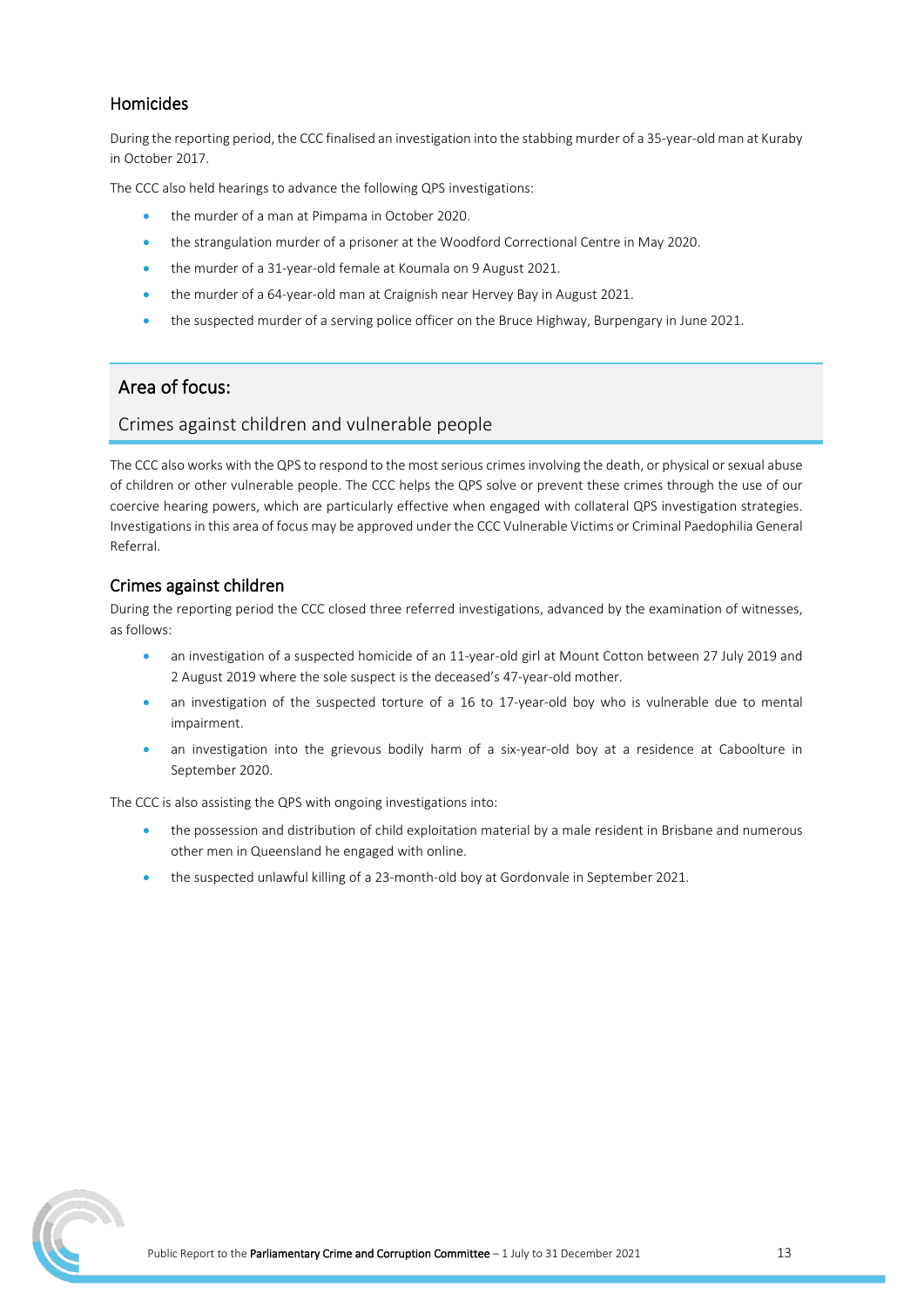## Homicides

During the reporting period, the CCC finalised an investigation into the stabbing murder of a 35-year-old man at Kuraby in October 2017.

The CCC also held hearings to advance the following QPS investigations:

- the murder of a man at Pimpama in October 2020.
- the strangulation murder of a prisoner at the Woodford Correctional Centre in May 2020.
- the murder of a 31-year-old female at Koumala on 9 August 2021.
- the murder of a 64-year-old man at Craignish near Hervey Bay in August 2021.
- the suspected murder of a serving police officer on the Bruce Highway, Burpengary in June 2021.

## Area of focus:

### Crimes against children and vulnerable people

The CCC also works with the QPS to respond to the most serious crimes involving the death, or physical or sexual abuse of children or other vulnerable people. The CCC helps the QPS solve or prevent these crimes through the use of our coercive hearing powers, which are particularly effective when engaged with collateral QPS investigation strategies. Investigations in this area of focus may be approved under the CCC Vulnerable Victims or Criminal Paedophilia General Referral.

## Crimes against children

During the reporting period the CCC closed three referred investigations, advanced by the examination of witnesses, as follows:

- an investigation of a suspected homicide of an 11-year-old girl at Mount Cotton between 27 July 2019 and 2 August 2019 where the sole suspect is the deceased's 47-year-old mother.
- an investigation of the suspected torture of a 16 to 17-year-old boy who is vulnerable due to mental impairment.
- an investigation into the grievous bodily harm of a six-year-old boy at a residence at Caboolture in September 2020.

The CCC is also assisting the QPS with ongoing investigations into:

- the possession and distribution of child exploitation material by a male resident in Brisbane and numerous other men in Queensland he engaged with online.
- the suspected unlawful killing of a 23-month-old boy at Gordonvale in September 2021.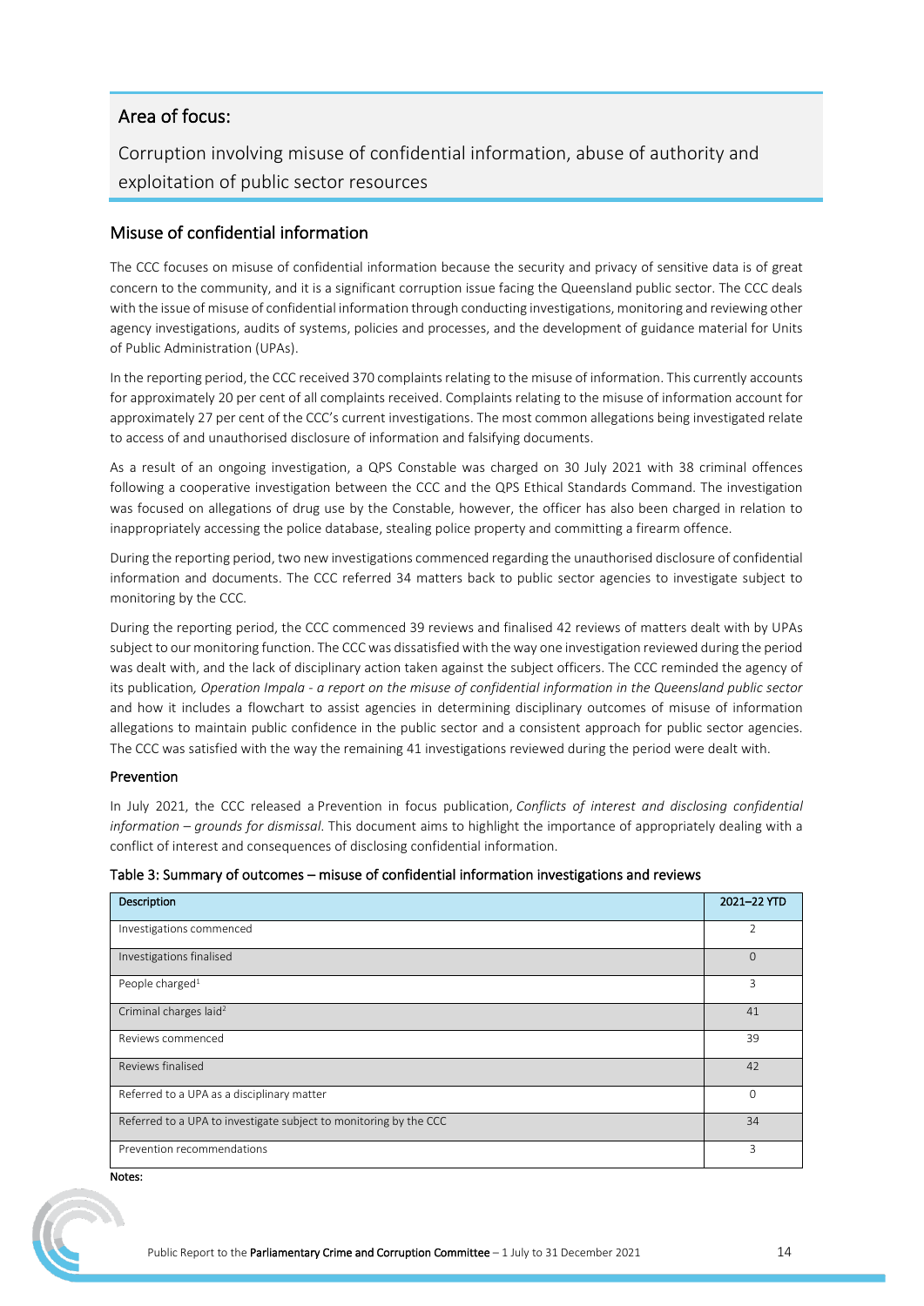## Area of focus:

Corruption involving misuse of confidential information, abuse of authority and exploitation of public sector resources

### Misuse of confidential information

The CCC focuses on misuse of confidential information because the security and privacy of sensitive data is of great concern to the community, and it is a significant corruption issue facing the Queensland public sector. The CCC deals with the issue of misuse of confidential information through conducting investigations, monitoring and reviewing other agency investigations, audits of systems, policies and processes, and the development of guidance material for Units of Public Administration (UPAs).

In the reporting period, the CCC received 370 complaints relating to the misuse of information. This currently accounts for approximately 20 per cent of all complaints received. Complaints relating to the misuse of information account for approximately 27 per cent of the CCC's current investigations. The most common allegations being investigated relate to access of and unauthorised disclosure of information and falsifying documents.

As a result of an ongoing investigation, a QPS Constable was charged on 30 July 2021 with 38 criminal offences following a cooperative investigation between the CCC and the QPS Ethical Standards Command. The investigation was focused on allegations of drug use by the Constable, however, the officer has also been charged in relation to inappropriately accessing the police database, stealing police property and committing a firearm offence.

During the reporting period, two new investigations commenced regarding the unauthorised disclosure of confidential information and documents. The CCC referred 34 matters back to public sector agencies to investigate subject to monitoring by the CCC.

During the reporting period, the CCC commenced 39 reviews and finalised 42 reviews of matters dealt with by UPAs subject to our monitoring function. The CCC was dissatisfied with the way one investigation reviewed during the period was dealt with, and the lack of disciplinary action taken against the subject officers. The CCC reminded the agency of its publication, *Operation Impala - a report on the misuse of confidential information in the Queensland public sector* and how it includes a flowchart to assist agencies in determining disciplinary outcomes of misuse of information allegations to maintain public confidence in the public sector and a consistent approach for public sector agencies. The CCC was satisfied with the way the remaining 41 investigations reviewed during the period were dealt with.

#### Prevention

In July 2021, the CCC released a Prevention in focus publication, *Conflicts of interest and disclosing confidential information – grounds for dismissal*. This document aims to highlight the importance of appropriately dealing with a conflict of interest and consequences of disclosing confidential information.

**Table 3: Summary of outcomes – misuse of confidential information investigations and reviews**

| Description | 2021–22 YTD |
|---|---|
| Investigations commenced | 2 |
| Investigations finalised | 0 |
| People charged[1] | 3 |
| Criminal charges laid[2] | 41 |
| Reviews commenced | 39 |
| Reviews finalised | 42 |
| Referred to a UPA as a disciplinary matter | 0 |
| Referred to a UPA to investigate subject to monitoring by the CCC | 34 |
| Prevention recommendations | 3 |

**Notes:**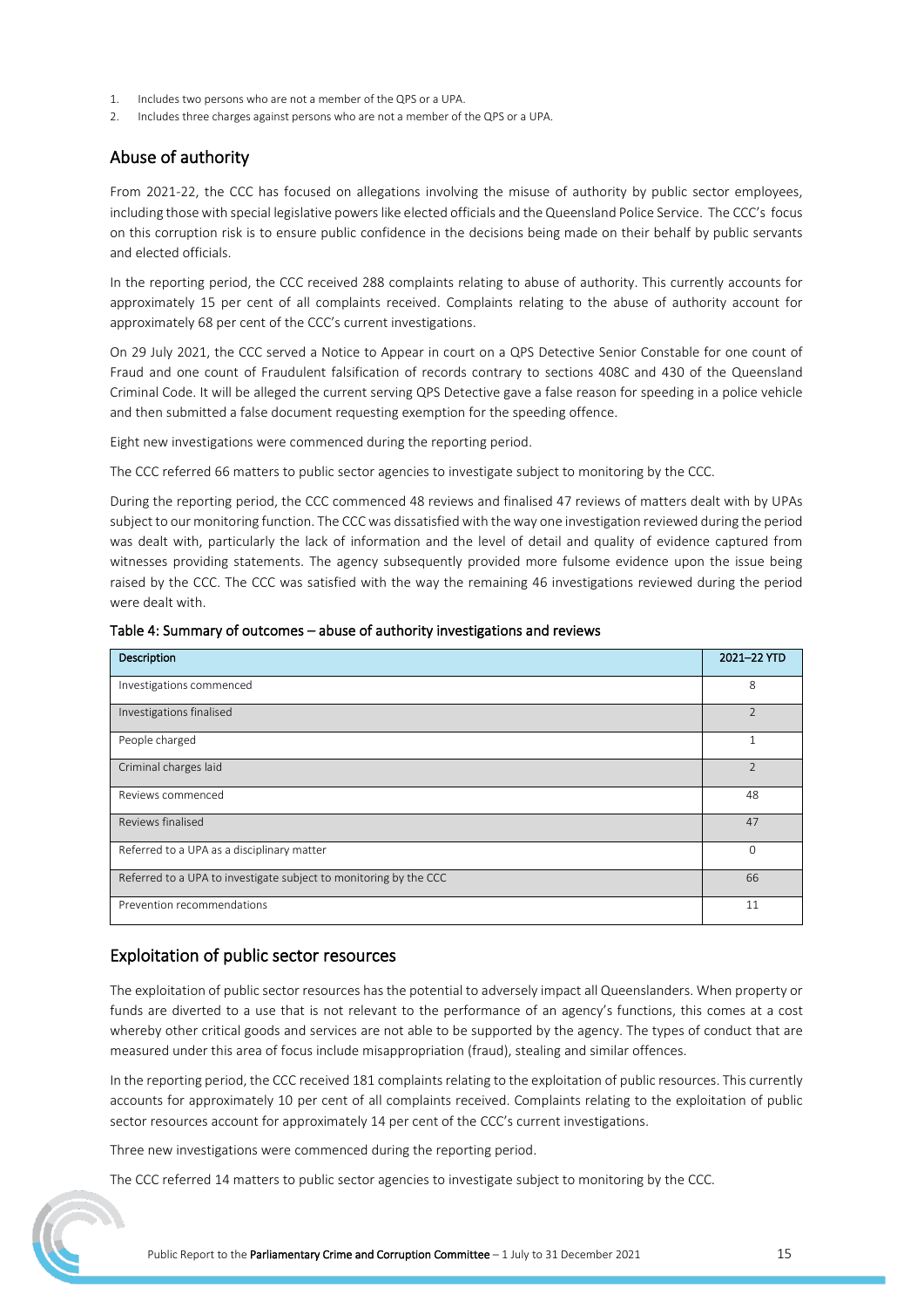1. Includes two persons who are not a member of the QPS or a UPA.
2. Includes three charges against persons who are not a member of the QPS or a UPA.

## Abuse of authority

From 2021-22, the CCC has focused on allegations involving the misuse of authority by public sector employees, including those with special legislative powers like elected officials and the Queensland Police Service. The CCC's focus on this corruption risk is to ensure public confidence in the decisions being made on their behalf by public servants and elected officials.

In the reporting period, the CCC received 288 complaints relating to abuse of authority. This currently accounts for approximately 15 per cent of all complaints received. Complaints relating to the abuse of authority account for approximately 68 per cent of the CCC's current investigations.

On 29 July 2021, the CCC served a Notice to Appear in court on a QPS Detective Senior Constable for one count of Fraud and one count of Fraudulent falsification of records contrary to sections 408C and 430 of the Queensland Criminal Code. It will be alleged the current serving QPS Detective gave a false reason for speeding in a police vehicle and then submitted a false document requesting exemption for the speeding offence.

Eight new investigations were commenced during the reporting period.

The CCC referred 66 matters to public sector agencies to investigate subject to monitoring by the CCC.

During the reporting period, the CCC commenced 48 reviews and finalised 47 reviews of matters dealt with by UPAs subject to our monitoring function. The CCC was dissatisfied with the way one investigation reviewed during the period was dealt with, particularly the lack of information and the level of detail and quality of evidence captured from witnesses providing statements. The agency subsequently provided more fulsome evidence upon the issue being raised by the CCC. The CCC was satisfied with the way the remaining 46 investigations reviewed during the period were dealt with.

**Table 4: Summary of outcomes – abuse of authority investigations and reviews**

| Description | 2021–22 YTD |
|---|---|
| Investigations commenced | 8 |
| Investigations finalised | 2 |
| People charged | 1 |
| Criminal charges laid | 2 |
| Reviews commenced | 48 |
| Reviews finalised | 47 |
| Referred to a UPA as a disciplinary matter | 0 |
| Referred to a UPA to investigate subject to monitoring by the CCC | 66 |
| Prevention recommendations | 11 |

## Exploitation of public sector resources

The exploitation of public sector resources has the potential to adversely impact all Queenslanders. When property or funds are diverted to a use that is not relevant to the performance of an agency's functions, this comes at a cost whereby other critical goods and services are not able to be supported by the agency. The types of conduct that are measured under this area of focus include misappropriation (fraud), stealing and similar offences.

In the reporting period, the CCC received 181 complaints relating to the exploitation of public resources. This currently accounts for approximately 10 per cent of all complaints received. Complaints relating to the exploitation of public sector resources account for approximately 14 per cent of the CCC's current investigations.

Three new investigations were commenced during the reporting period.

The CCC referred 14 matters to public sector agencies to investigate subject to monitoring by the CCC.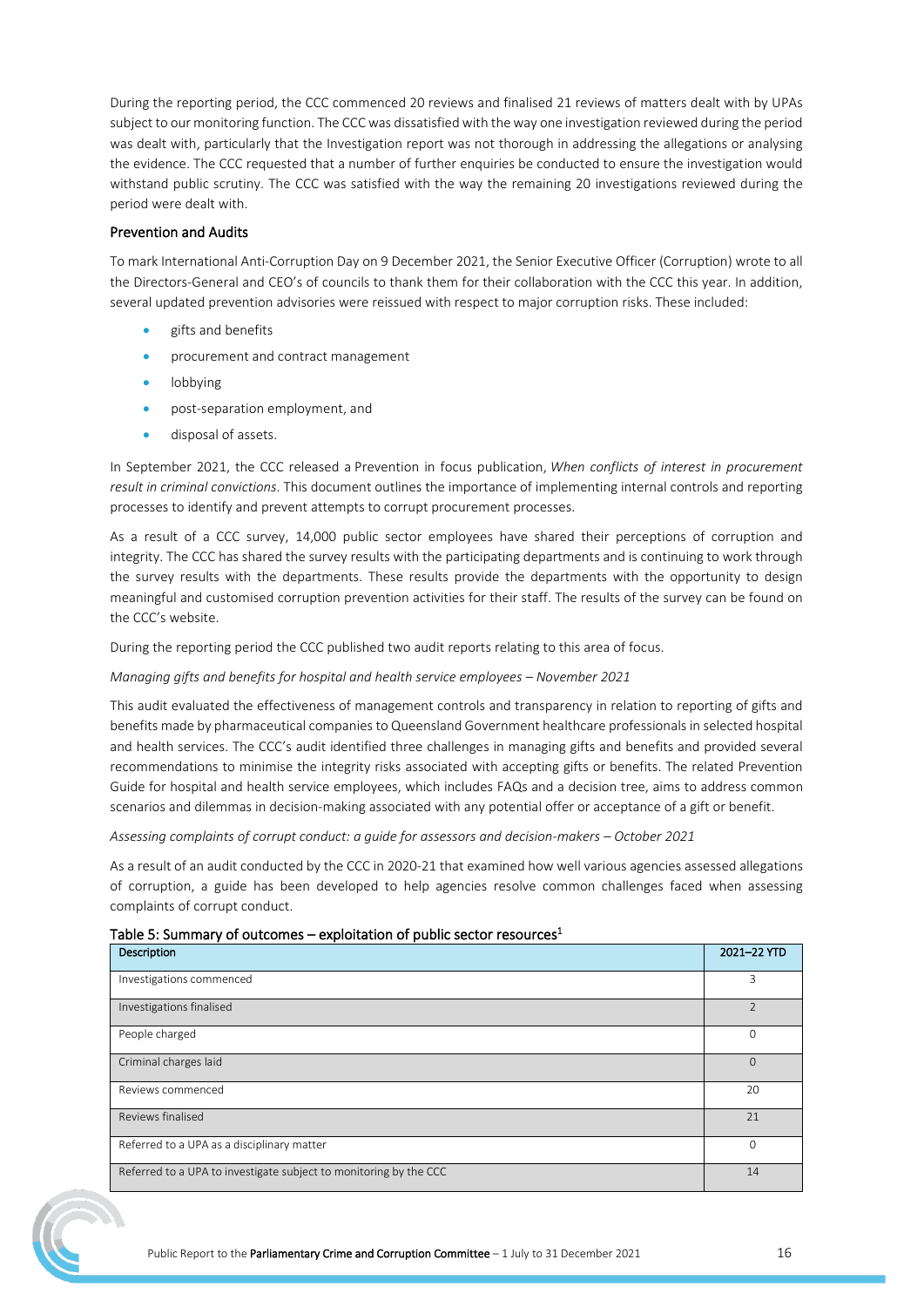During the reporting period, the CCC commenced 20 reviews and finalised 21 reviews of matters dealt with by UPAs subject to our monitoring function. The CCC was dissatisfied with the way one investigation reviewed during the period was dealt with, particularly that the Investigation report was not thorough in addressing the allegations or analysing the evidence. The CCC requested that a number of further enquiries be conducted to ensure the investigation would withstand public scrutiny. The CCC was satisfied with the way the remaining 20 investigations reviewed during the period were dealt with.

### Prevention and Audits

To mark International Anti-Corruption Day on 9 December 2021, the Senior Executive Officer (Corruption) wrote to all the Directors-General and CEO's of councils to thank them for their collaboration with the CCC this year. In addition, several updated prevention advisories were reissued with respect to major corruption risks. These included:

- gifts and benefits
- procurement and contract management
- lobbying
- post-separation employment, and
- disposal of assets.

In September 2021, the CCC released a Prevention in focus publication, *When conflicts of interest in procurement result in criminal convictions*. This document outlines the importance of implementing internal controls and reporting processes to identify and prevent attempts to corrupt procurement processes.

As a result of a CCC survey, 14,000 public sector employees have shared their perceptions of corruption and integrity. The CCC has shared the survey results with the participating departments and is continuing to work through the survey results with the departments. These results provide the departments with the opportunity to design meaningful and customised corruption prevention activities for their staff. The results of the survey can be found on the CCC's website.

During the reporting period the CCC published two audit reports relating to this area of focus.

*Managing gifts and benefits for hospital and health service employees – November 2021*

This audit evaluated the effectiveness of management controls and transparency in relation to reporting of gifts and benefits made by pharmaceutical companies to Queensland Government healthcare professionals in selected hospital and health services. The CCC's audit identified three challenges in managing gifts and benefits and provided several recommendations to minimise the integrity risks associated with accepting gifts or benefits. The related Prevention Guide for hospital and health service employees, which includes FAQs and a decision tree, aims to address common scenarios and dilemmas in decision-making associated with any potential offer or acceptance of a gift or benefit.

*Assessing complaints of corrupt conduct: a guide for assessors and decision-makers – October 2021*

As a result of an audit conducted by the CCC in 2020-21 that examined how well various agencies assessed allegations of corruption, a guide has been developed to help agencies resolve common challenges faced when assessing complaints of corrupt conduct.

**Table 5: Summary of outcomes – exploitation of public sector resources[1]**

| Description | 2021–22 YTD |
|---|---|
| Investigations commenced | 3 |
| Investigations finalised | 2 |
| People charged | 0 |
| Criminal charges laid | 0 |
| Reviews commenced | 20 |
| Reviews finalised | 21 |
| Referred to a UPA as a disciplinary matter | 0 |
| Referred to a UPA to investigate subject to monitoring by the CCC | 14 |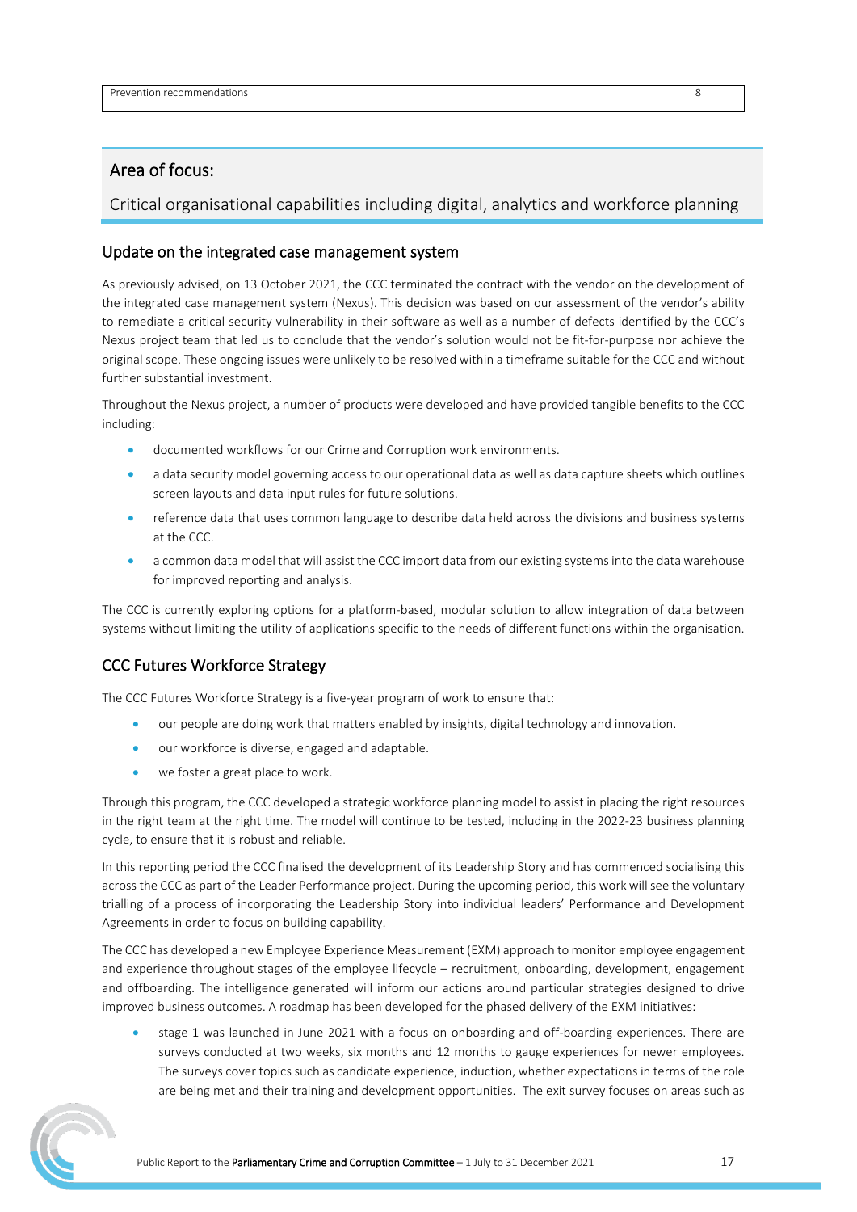| Prevention recommendations | 8 |
| --- | --- |

## Area of focus:

Critical organisational capabilities including digital, analytics and workforce planning

### Update on the integrated case management system

As previously advised, on 13 October 2021, the CCC terminated the contract with the vendor on the development of the integrated case management system (Nexus). This decision was based on our assessment of the vendor's ability to remediate a critical security vulnerability in their software as well as a number of defects identified by the CCC's Nexus project team that led us to conclude that the vendor's solution would not be fit-for-purpose nor achieve the original scope. These ongoing issues were unlikely to be resolved within a timeframe suitable for the CCC and without further substantial investment.

Throughout the Nexus project, a number of products were developed and have provided tangible benefits to the CCC including:

- documented workflows for our Crime and Corruption work environments.
- a data security model governing access to our operational data as well as data capture sheets which outlines screen layouts and data input rules for future solutions.
- reference data that uses common language to describe data held across the divisions and business systems at the CCC.
- a common data model that will assist the CCC import data from our existing systems into the data warehouse for improved reporting and analysis.

The CCC is currently exploring options for a platform-based, modular solution to allow integration of data between systems without limiting the utility of applications specific to the needs of different functions within the organisation.

### CCC Futures Workforce Strategy

The CCC Futures Workforce Strategy is a five-year program of work to ensure that:

- our people are doing work that matters enabled by insights, digital technology and innovation.
- our workforce is diverse, engaged and adaptable.
- we foster a great place to work.

Through this program, the CCC developed a strategic workforce planning model to assist in placing the right resources in the right team at the right time. The model will continue to be tested, including in the 2022-23 business planning cycle, to ensure that it is robust and reliable.

In this reporting period the CCC finalised the development of its Leadership Story and has commenced socialising this across the CCC as part of the Leader Performance project. During the upcoming period, this work will see the voluntary trialling of a process of incorporating the Leadership Story into individual leaders' Performance and Development Agreements in order to focus on building capability.

The CCC has developed a new Employee Experience Measurement (EXM) approach to monitor employee engagement and experience throughout stages of the employee lifecycle – recruitment, onboarding, development, engagement and offboarding. The intelligence generated will inform our actions around particular strategies designed to drive improved business outcomes. A roadmap has been developed for the phased delivery of the EXM initiatives:

- stage 1 was launched in June 2021 with a focus on onboarding and off-boarding experiences. There are surveys conducted at two weeks, six months and 12 months to gauge experiences for newer employees. The surveys cover topics such as candidate experience, induction, whether expectations in terms of the role are being met and their training and development opportunities. The exit survey focuses on areas such as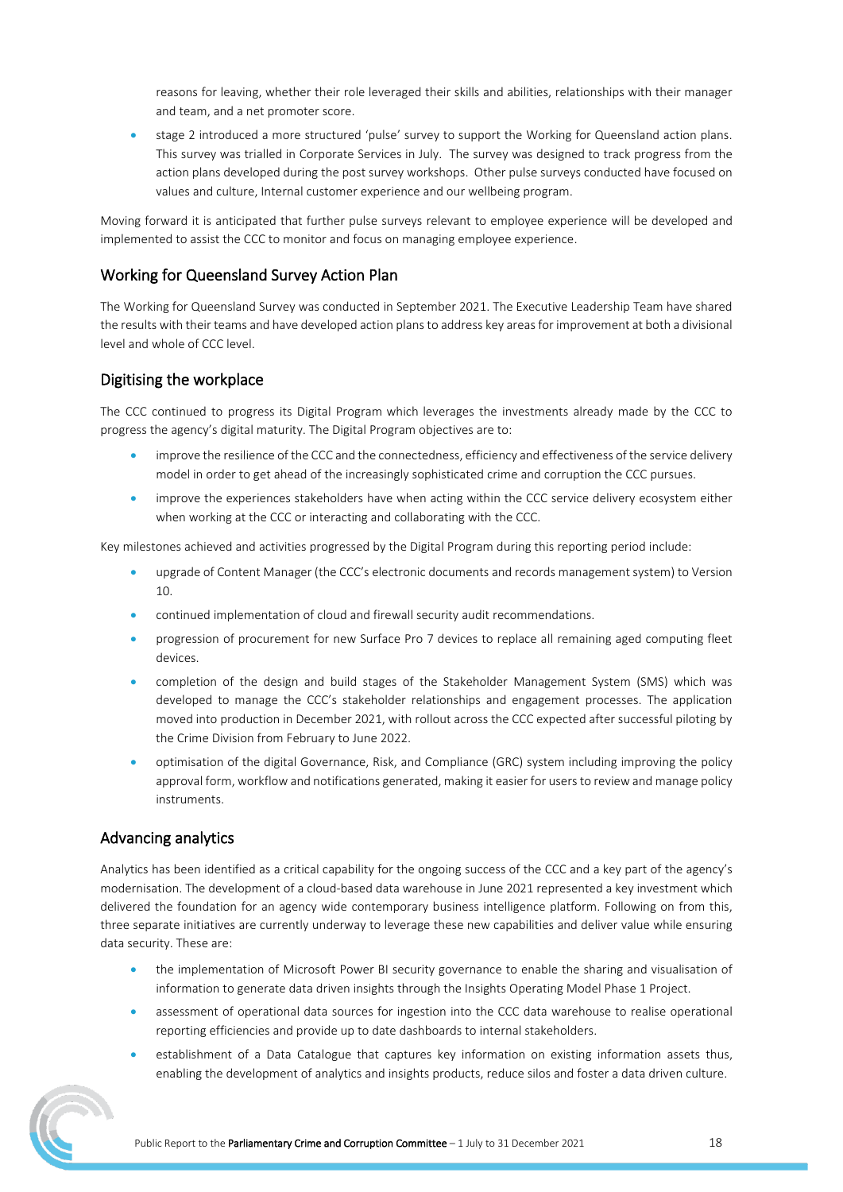reasons for leaving, whether their role leveraged their skills and abilities, relationships with their manager and team, and a net promoter score.

- stage 2 introduced a more structured 'pulse' survey to support the Working for Queensland action plans. This survey was trialled in Corporate Services in July. The survey was designed to track progress from the action plans developed during the post survey workshops. Other pulse surveys conducted have focused on values and culture, Internal customer experience and our wellbeing program.

Moving forward it is anticipated that further pulse surveys relevant to employee experience will be developed and implemented to assist the CCC to monitor and focus on managing employee experience.

## Working for Queensland Survey Action Plan

The Working for Queensland Survey was conducted in September 2021. The Executive Leadership Team have shared the results with their teams and have developed action plans to address key areas for improvement at both a divisional level and whole of CCC level.

## Digitising the workplace

The CCC continued to progress its Digital Program which leverages the investments already made by the CCC to progress the agency's digital maturity. The Digital Program objectives are to:

- improve the resilience of the CCC and the connectedness, efficiency and effectiveness of the service delivery model in order to get ahead of the increasingly sophisticated crime and corruption the CCC pursues.
- improve the experiences stakeholders have when acting within the CCC service delivery ecosystem either when working at the CCC or interacting and collaborating with the CCC.

Key milestones achieved and activities progressed by the Digital Program during this reporting period include:

- upgrade of Content Manager (the CCC's electronic documents and records management system) to Version 10.
- continued implementation of cloud and firewall security audit recommendations.
- progression of procurement for new Surface Pro 7 devices to replace all remaining aged computing fleet devices.
- completion of the design and build stages of the Stakeholder Management System (SMS) which was developed to manage the CCC's stakeholder relationships and engagement processes. The application moved into production in December 2021, with rollout across the CCC expected after successful piloting by the Crime Division from February to June 2022.
- optimisation of the digital Governance, Risk, and Compliance (GRC) system including improving the policy approval form, workflow and notifications generated, making it easier for users to review and manage policy instruments.

## Advancing analytics

Analytics has been identified as a critical capability for the ongoing success of the CCC and a key part of the agency's modernisation. The development of a cloud-based data warehouse in June 2021 represented a key investment which delivered the foundation for an agency wide contemporary business intelligence platform. Following on from this, three separate initiatives are currently underway to leverage these new capabilities and deliver value while ensuring data security. These are:

- the implementation of Microsoft Power BI security governance to enable the sharing and visualisation of information to generate data driven insights through the Insights Operating Model Phase 1 Project.
- assessment of operational data sources for ingestion into the CCC data warehouse to realise operational reporting efficiencies and provide up to date dashboards to internal stakeholders.
- establishment of a Data Catalogue that captures key information on existing information assets thus, enabling the development of analytics and insights products, reduce silos and foster a data driven culture.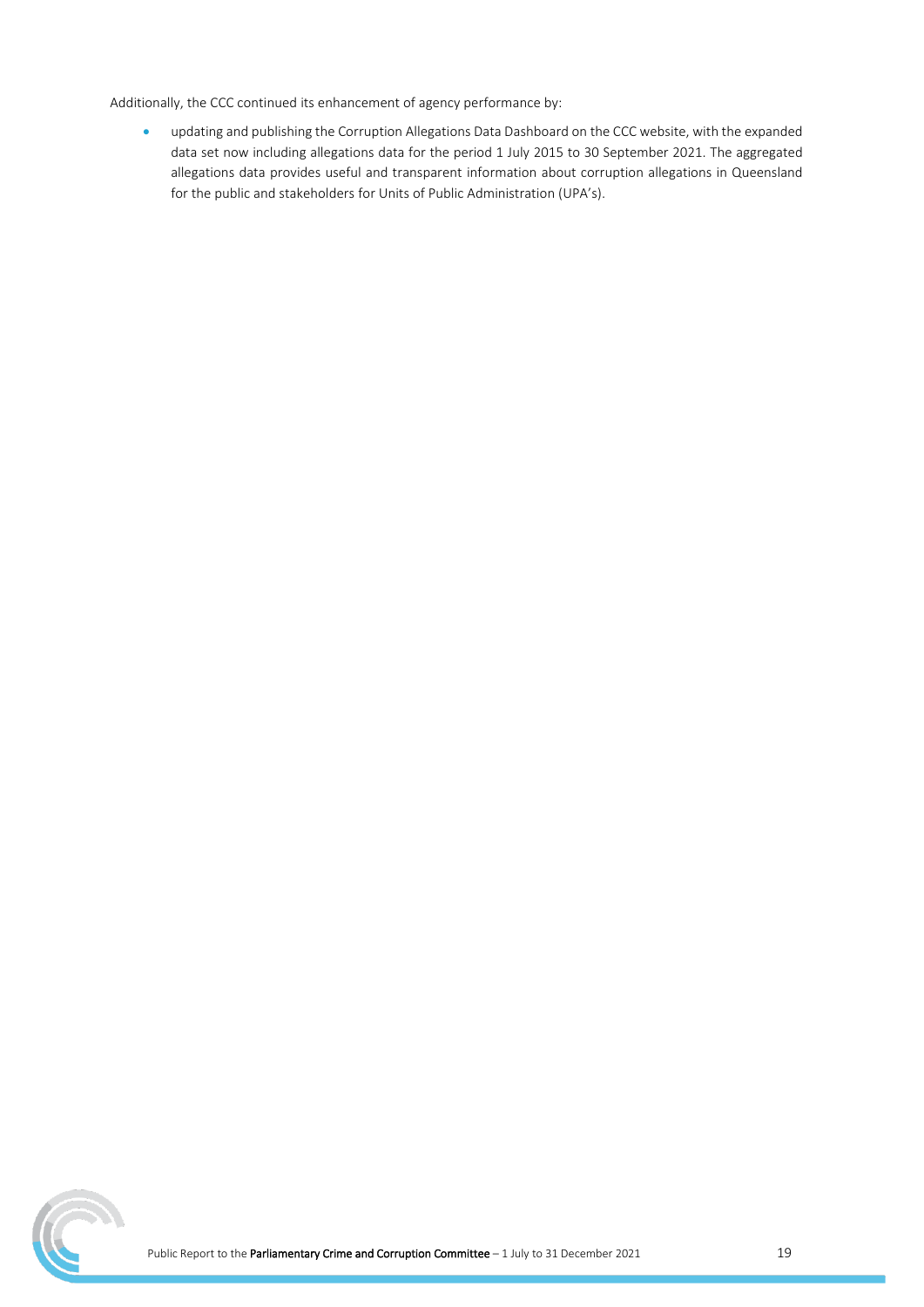Additionally, the CCC continued its enhancement of agency performance by:

- updating and publishing the Corruption Allegations Data Dashboard on the CCC website, with the expanded data set now including allegations data for the period 1 July 2015 to 30 September 2021. The aggregated allegations data provides useful and transparent information about corruption allegations in Queensland for the public and stakeholders for Units of Public Administration (UPA's).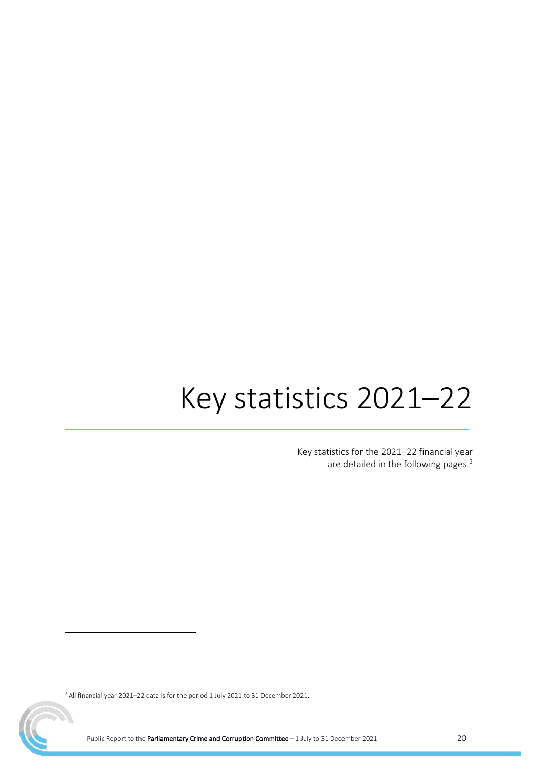# Key statistics 2021–22

Key statistics for the 2021–22 financial year are detailed in the following pages.[2]

[2] All financial year 2021–22 data is for the period 1 July 2021 to 31 December 2021.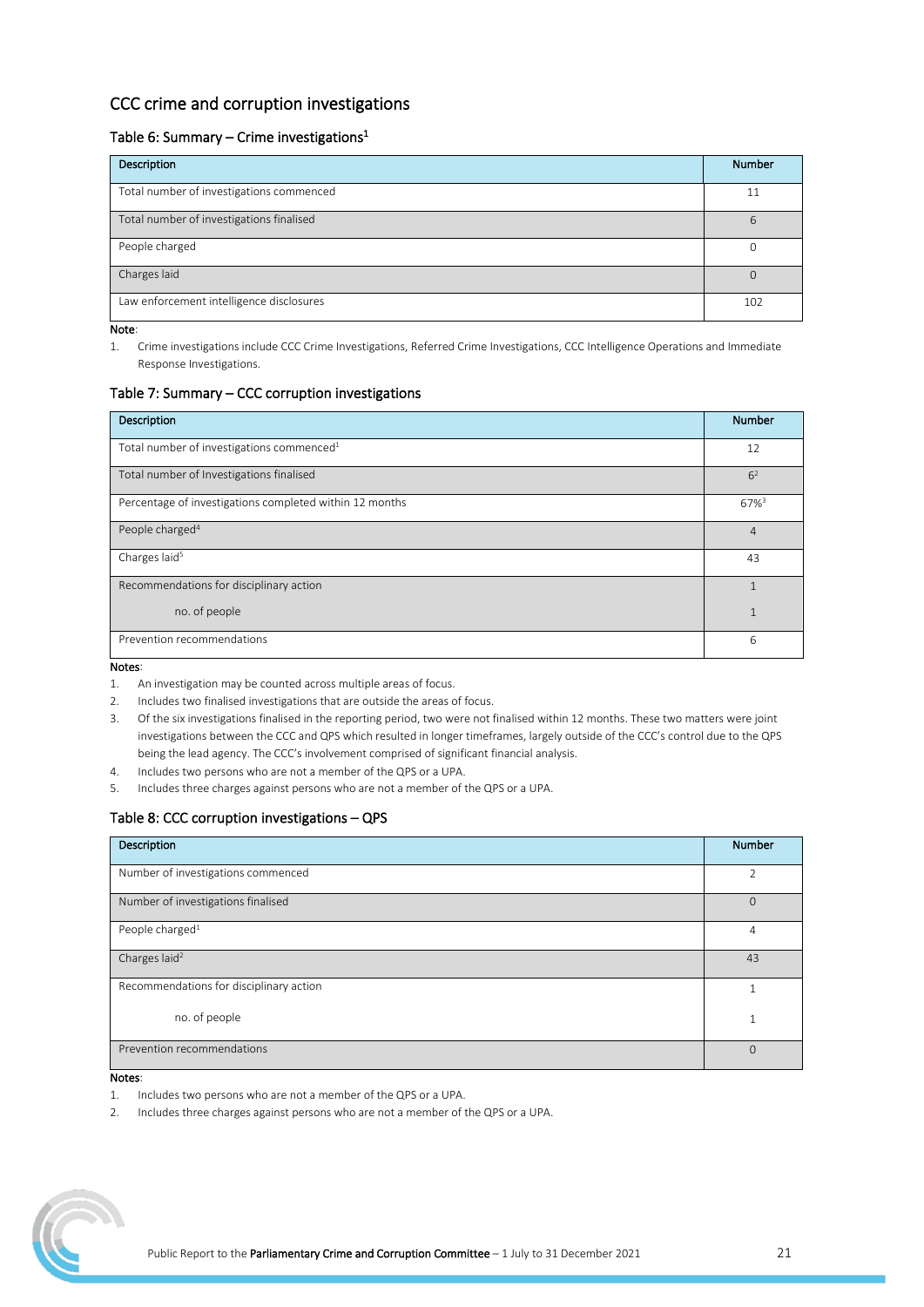## CCC crime and corruption investigations

### Table 6: Summary – Crime investigations[1]

| Description | Number |
|---|---|
| Total number of investigations commenced | 11 |
| Total number of investigations finalised | 6 |
| People charged | 0 |
| Charges laid | 0 |
| Law enforcement intelligence disclosures | 102 |

Note:

1. Crime investigations include CCC Crime Investigations, Referred Crime Investigations, CCC Intelligence Operations and Immediate Response Investigations.

### Table 7: Summary – CCC corruption investigations

| Description | Number |
|---|---|
| Total number of investigations commenced[1] | 12 |
| Total number of Investigations finalised | 6[2] |
| Percentage of investigations completed within 12 months | 67%[3] |
| People charged[4] | 4 |
| Charges laid[5] | 43 |
| Recommendations for disciplinary action | 1 |
| no. of people | 1 |
| Prevention recommendations | 6 |

Notes:

1. An investigation may be counted across multiple areas of focus.
2. Includes two finalised investigations that are outside the areas of focus.
3. Of the six investigations finalised in the reporting period, two were not finalised within 12 months. These two matters were joint investigations between the CCC and QPS which resulted in longer timeframes, largely outside of the CCC's control due to the QPS being the lead agency. The CCC's involvement comprised of significant financial analysis.
4. Includes two persons who are not a member of the QPS or a UPA.
5. Includes three charges against persons who are not a member of the QPS or a UPA.

### Table 8: CCC corruption investigations – QPS

| Description | Number |
|---|---|
| Number of investigations commenced | 2 |
| Number of investigations finalised | 0 |
| People charged[1] | 4 |
| Charges laid[2] | 43 |
| Recommendations for disciplinary action | 1 |
| no. of people | 1 |
| Prevention recommendations | 0 |

Notes:

1. Includes two persons who are not a member of the QPS or a UPA.
2. Includes three charges against persons who are not a member of the QPS or a UPA.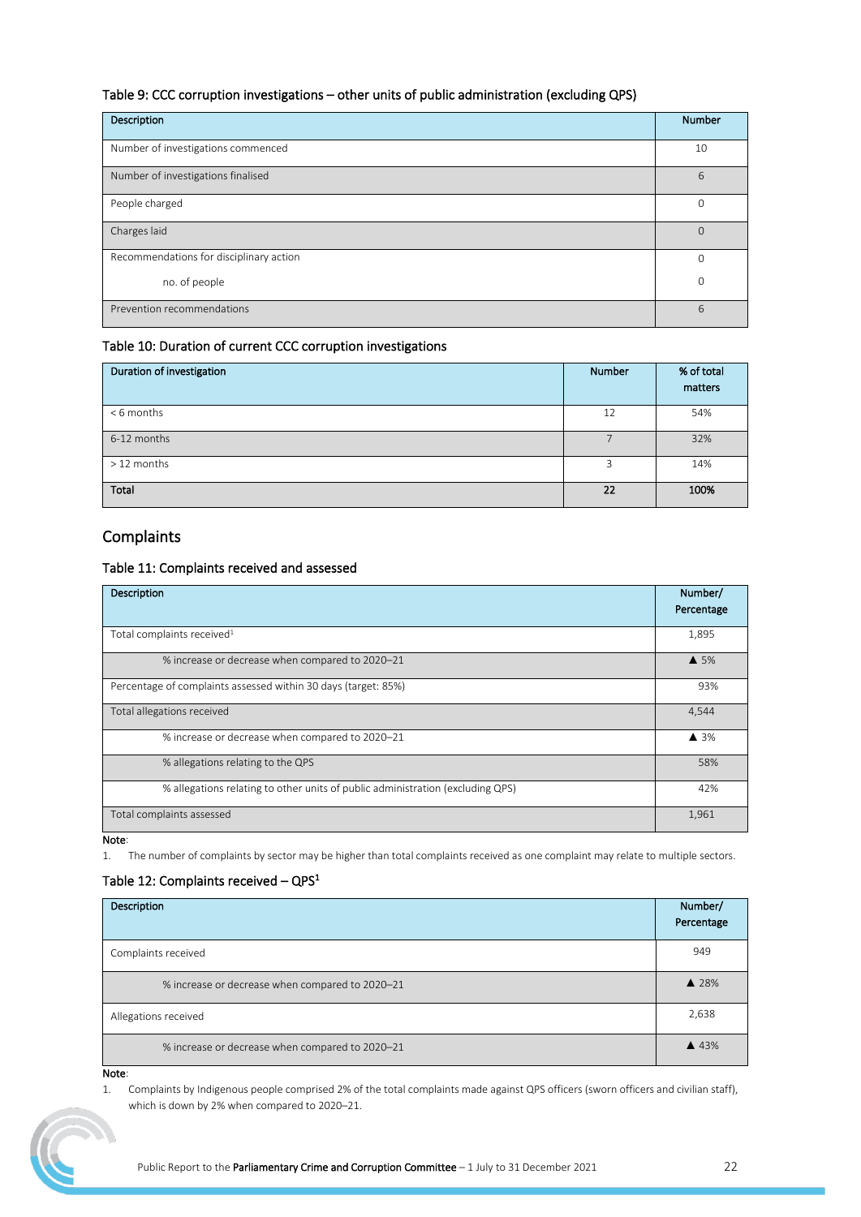### Table 9: CCC corruption investigations – other units of public administration (excluding QPS)

| Description | Number |
|---|---|
| Number of investigations commenced | 10 |
| Number of investigations finalised | 6 |
| People charged | 0 |
| Charges laid | 0 |
| Recommendations for disciplinary action | 0 |
| no. of people | 0 |
| Prevention recommendations | 6 |

### Table 10: Duration of current CCC corruption investigations

| Duration of investigation | Number | % of total matters |
|---|---|---|
| < 6 months | 12 | 54% |
| 6-12 months | 7 | 32% |
| > 12 months | 3 | 14% |
| **Total** | **22** | **100%** |

## Complaints

### Table 11: Complaints received and assessed

| Description | Number/ Percentage |
|---|---|
| Total complaints received[1] | 1,895 |
| % increase or decrease when compared to 2020–21 | ▲ 5% |
| Percentage of complaints assessed within 30 days (target: 85%) | 93% |
| Total allegations received | 4,544 |
| % increase or decrease when compared to 2020–21 | ▲ 3% |
| % allegations relating to the QPS | 58% |
| % allegations relating to other units of public administration (excluding QPS) | 42% |
| Total complaints assessed | 1,961 |

**Note**:

1. The number of complaints by sector may be higher than total complaints received as one complaint may relate to multiple sectors.

### Table 12: Complaints received – QPS[1]

| Description | Number/ Percentage |
|---|---|
| Complaints received | 949 |
| % increase or decrease when compared to 2020–21 | ▲ 28% |
| Allegations received | 2,638 |
| % increase or decrease when compared to 2020–21 | ▲ 43% |

**Note**:

1. Complaints by Indigenous people comprised 2% of the total complaints made against QPS officers (sworn officers and civilian staff), which is down by 2% when compared to 2020–21.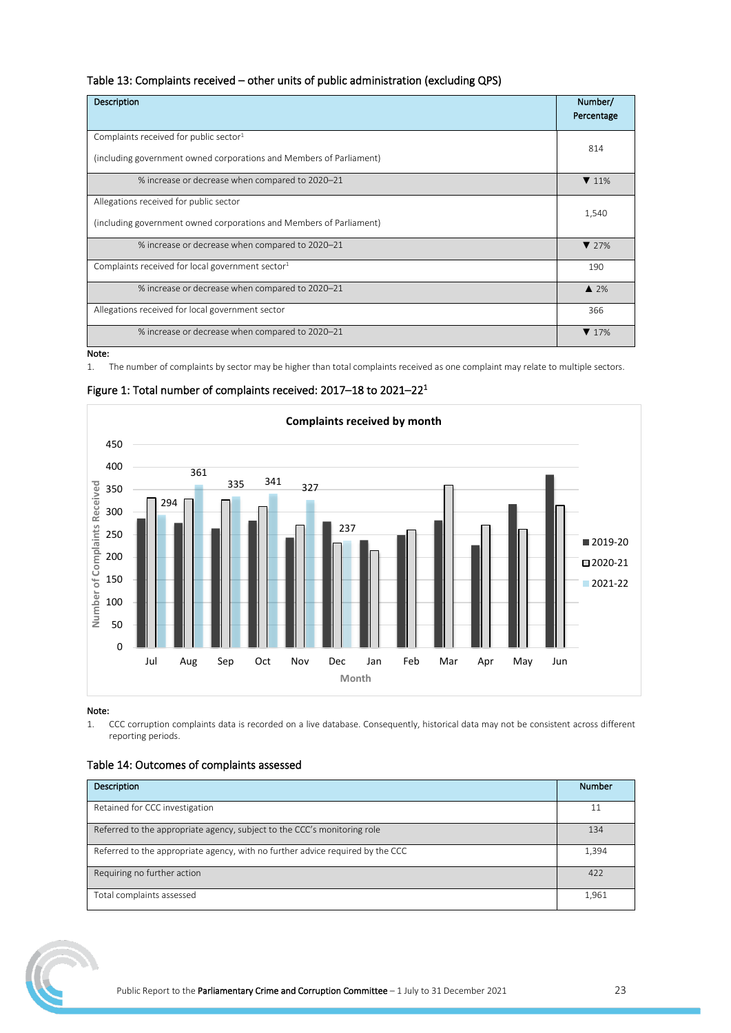Table 13: Complaints received – other units of public administration (excluding QPS)

| Description | Number/ Percentage |
|---|---|
| Complaints received for public sector[1] (including government owned corporations and Members of Parliament) | 814 |
| % increase or decrease when compared to 2020–21 | ▼ 11% |
| Allegations received for public sector (including government owned corporations and Members of Parliament) | 1,540 |
| % increase or decrease when compared to 2020–21 | ▼ 27% |
| Complaints received for local government sector[1] | 190 |
| % increase or decrease when compared to 2020–21 | ▲ 2% |
| Allegations received for local government sector | 366 |
| % increase or decrease when compared to 2020–21 | ▼ 17% |

**Note:**

1. The number of complaints by sector may be higher than total complaints received as one complaint may relate to multiple sectors.

Figure 1: Total number of complaints received: 2017–18 to 2021–22[1]

**Note:**

1. CCC corruption complaints data is recorded on a live database. Consequently, historical data may not be consistent across different reporting periods.

Table 14: Outcomes of complaints assessed

| Description | Number |
|---|---|
| Retained for CCC investigation | 11 |
| Referred to the appropriate agency, subject to the CCC's monitoring role | 134 |
| Referred to the appropriate agency, with no further advice required by the CCC | 1,394 |
| Requiring no further action | 422 |
| Total complaints assessed | 1,961 |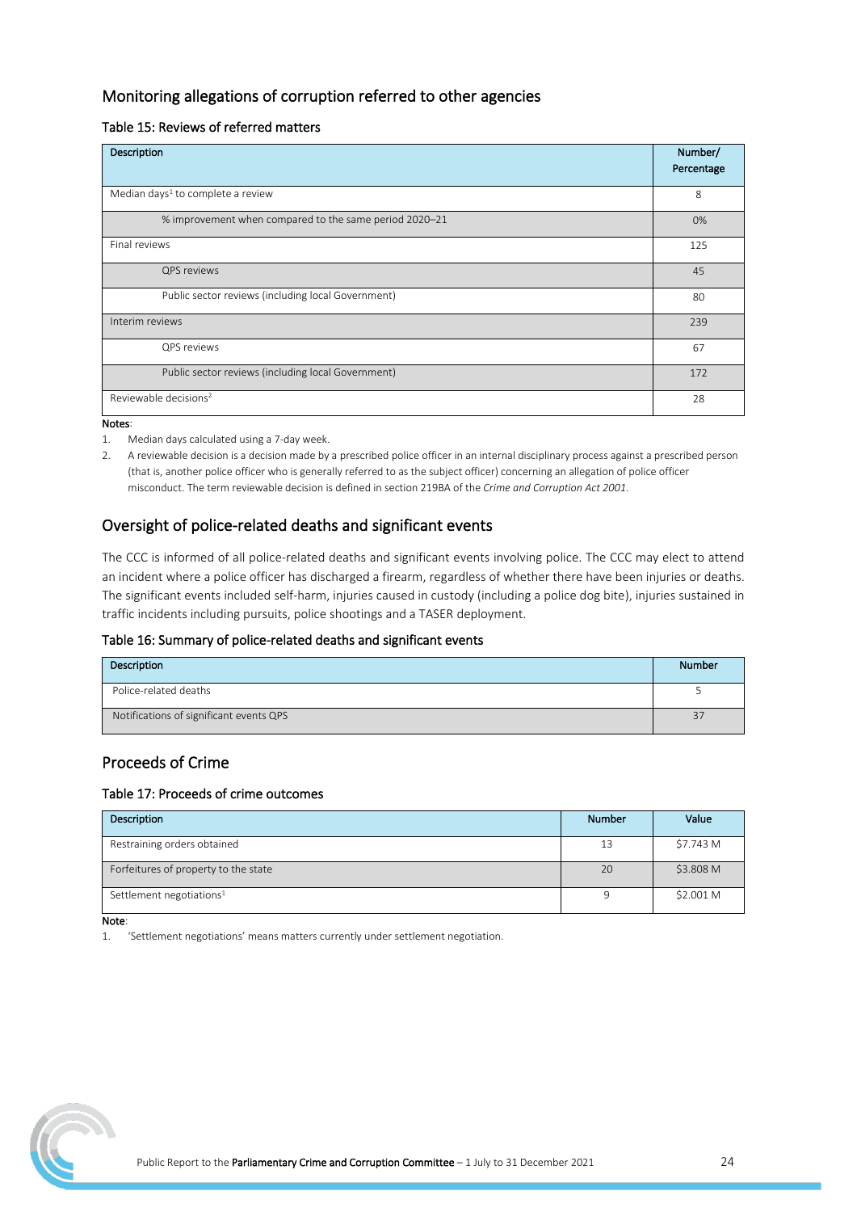## Monitoring allegations of corruption referred to other agencies

### Table 15: Reviews of referred matters

| Description | Number/ Percentage |
|---|---|
| Median days[1] to complete a review | 8 |
| % improvement when compared to the same period 2020–21 | 0% |
| Final reviews | 125 |
| QPS reviews | 45 |
| Public sector reviews (including local Government) | 80 |
| Interim reviews | 239 |
| QPS reviews | 67 |
| Public sector reviews (including local Government) | 172 |
| Reviewable decisions[2] | 28 |

**Notes**:

1. Median days calculated using a 7-day week.
2. A reviewable decision is a decision made by a prescribed police officer in an internal disciplinary process against a prescribed person (that is, another police officer who is generally referred to as the subject officer) concerning an allegation of police officer misconduct. The term reviewable decision is defined in section 219BA of the *Crime and Corruption Act 2001*.

## Oversight of police-related deaths and significant events

The CCC is informed of all police-related deaths and significant events involving police. The CCC may elect to attend an incident where a police officer has discharged a firearm, regardless of whether there have been injuries or deaths. The significant events included self-harm, injuries caused in custody (including a police dog bite), injuries sustained in traffic incidents including pursuits, police shootings and a TASER deployment.

### Table 16: Summary of police-related deaths and significant events

| Description | Number |
|---|---|
| Police-related deaths | 5 |
| Notifications of significant events QPS | 37 |

## Proceeds of Crime

### Table 17: Proceeds of crime outcomes

| Description | Number | Value |
|---|---|---|
| Restraining orders obtained | 13 | $7.743 M |
| Forfeitures of property to the state | 20 | $3.808 M |
| Settlement negotiations[1] | 9 | $2.001 M |

**Note**:

1. 'Settlement negotiations' means matters currently under settlement negotiation.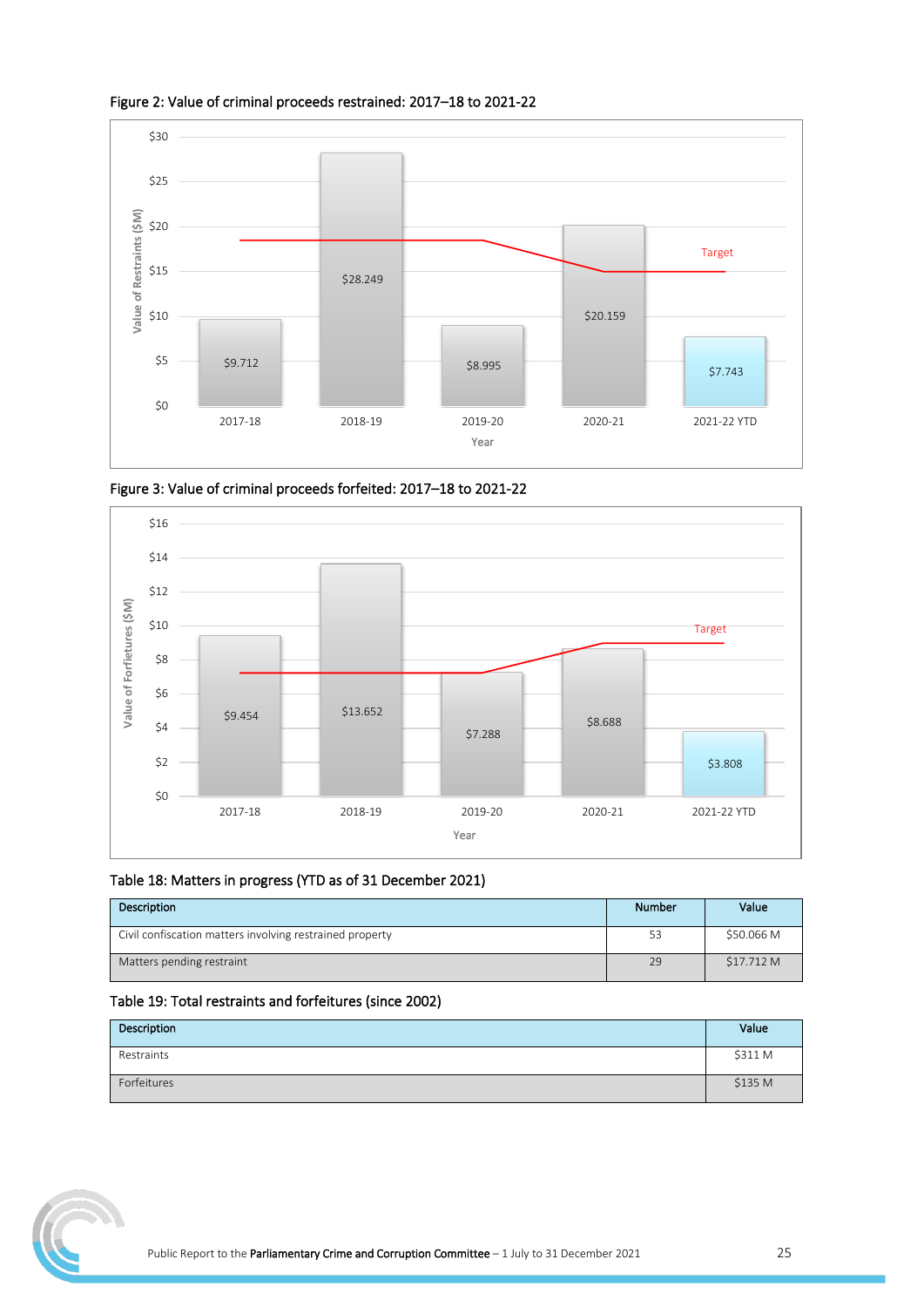Figure 2: Value of criminal proceeds restrained: 2017–18 to 2021-22

Value of Restraints ($M)

$30
$25
$20
$15
$10
$5
$0

$9.712
$28.249
$8.995
$20.159
$7.743

Target

2017-18
2018-19
2019-20
2020-21
2021-22 YTD

Year

Figure 3: Value of criminal proceeds forfeited: 2017–18 to 2021-22

Value of Forfietures ($M)

$16
$14
$12
$10
$8
$6
$4
$2
$0

$9.454
$13.652
$7.288
$8.688
$3.808

Target

2017-18
2018-19
2019-20
2020-21
2021-22 YTD

Year

Table 18: Matters in progress (YTD as of 31 December 2021)

| Description | Number | Value |
|---|---|---|
| Civil confiscation matters involving restrained property | 53 | $50.066 M |
| Matters pending restraint | 29 | $17.712 M |

Table 19: Total restraints and forfeitures (since 2002)

| Description | Value |
|---|---|
| Restraints | $311 M |
| Forfeitures | $135 M |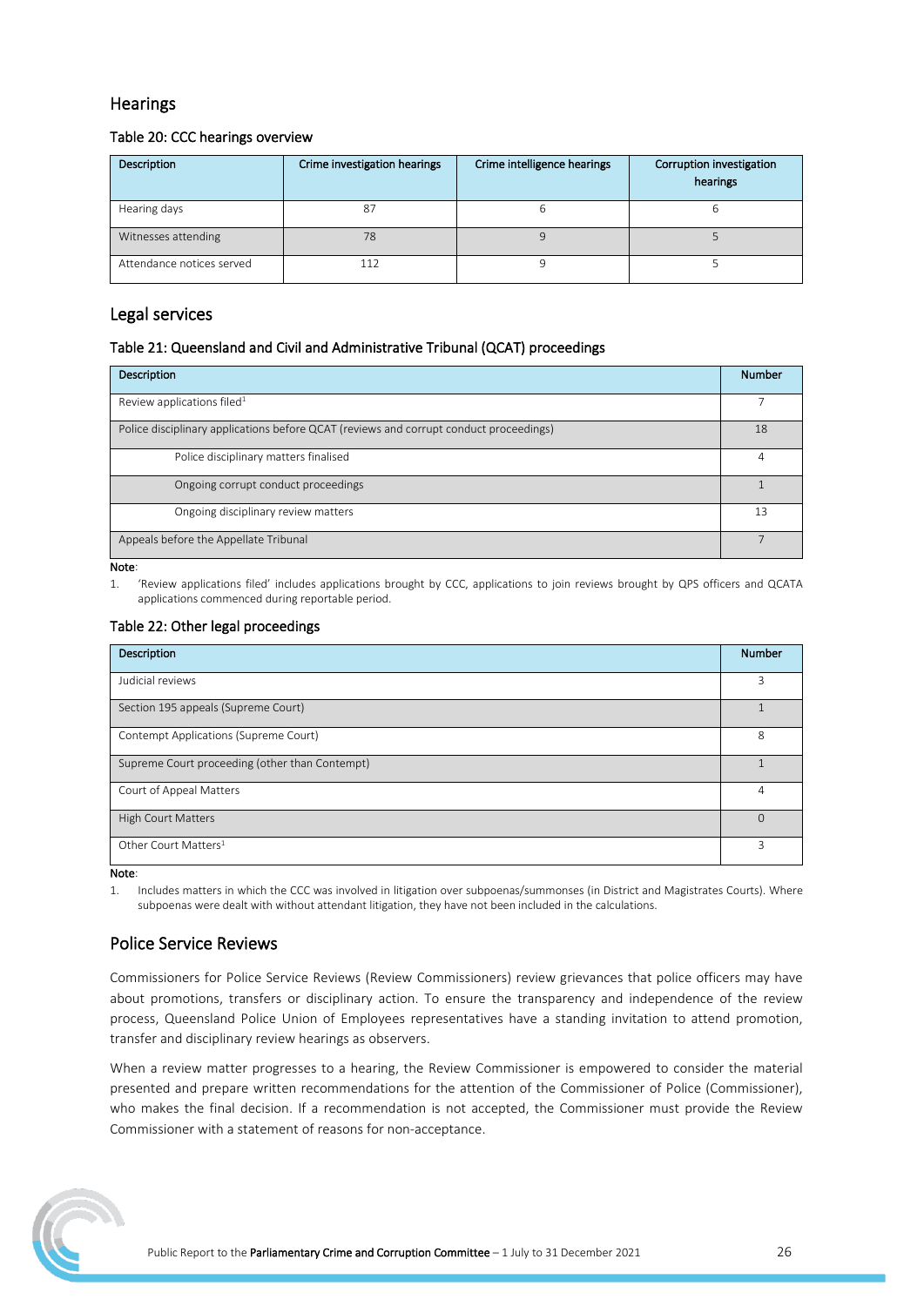## Hearings

### Table 20: CCC hearings overview

| Description | Crime investigation hearings | Crime intelligence hearings | Corruption investigation hearings |
|---|---|---|---|
| Hearing days | 87 | 6 | 6 |
| Witnesses attending | 78 | 9 | 5 |
| Attendance notices served | 112 | 9 | 5 |

## Legal services

### Table 21: Queensland and Civil and Administrative Tribunal (QCAT) proceedings

| Description | Number |
|---|---|
| Review applications filed[1] | 7 |
| Police disciplinary applications before QCAT (reviews and corrupt conduct proceedings) | 18 |
| Police disciplinary matters finalised | 4 |
| Ongoing corrupt conduct proceedings | 1 |
| Ongoing disciplinary review matters | 13 |
| Appeals before the Appellate Tribunal | 7 |

**Note**:

1. 'Review applications filed' includes applications brought by CCC, applications to join reviews brought by QPS officers and QCATA applications commenced during reportable period.

### Table 22: Other legal proceedings

| Description | Number |
|---|---|
| Judicial reviews | 3 |
| Section 195 appeals (Supreme Court) | 1 |
| Contempt Applications (Supreme Court) | 8 |
| Supreme Court proceeding (other than Contempt) | 1 |
| Court of Appeal Matters | 4 |
| High Court Matters | 0 |
| Other Court Matters[1] | 3 |

**Note**:

1. Includes matters in which the CCC was involved in litigation over subpoenas/summonses (in District and Magistrates Courts). Where subpoenas were dealt with without attendant litigation, they have not been included in the calculations.

## Police Service Reviews

Commissioners for Police Service Reviews (Review Commissioners) review grievances that police officers may have about promotions, transfers or disciplinary action. To ensure the transparency and independence of the review process, Queensland Police Union of Employees representatives have a standing invitation to attend promotion, transfer and disciplinary review hearings as observers.

When a review matter progresses to a hearing, the Review Commissioner is empowered to consider the material presented and prepare written recommendations for the attention of the Commissioner of Police (Commissioner), who makes the final decision. If a recommendation is not accepted, the Commissioner must provide the Review Commissioner with a statement of reasons for non-acceptance.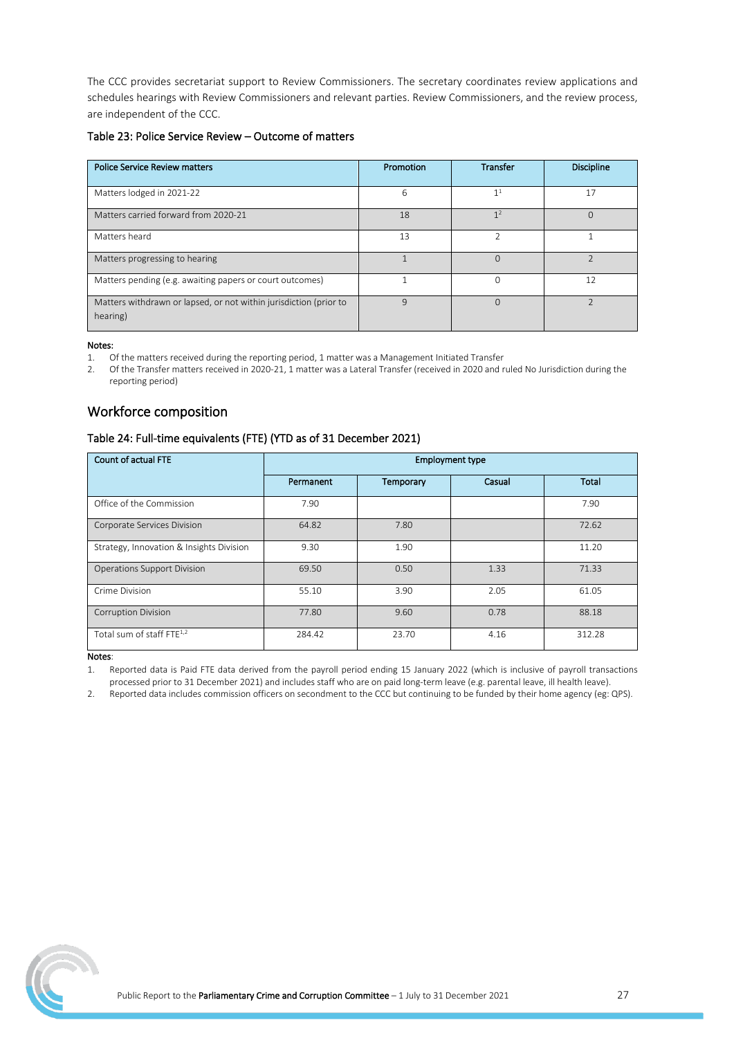The CCC provides secretariat support to Review Commissioners. The secretary coordinates review applications and schedules hearings with Review Commissioners and relevant parties. Review Commissioners, and the review process, are independent of the CCC.

### Table 23: Police Service Review – Outcome of matters

| Police Service Review matters | Promotion | Transfer | Discipline |
|---|---|---|---|
| Matters lodged in 2021-22 | 6 | 1[1] | 17 |
| Matters carried forward from 2020-21 | 18 | 1[2] | 0 |
| Matters heard | 13 | 2 | 1 |
| Matters progressing to hearing | 1 | 0 | 2 |
| Matters pending (e.g. awaiting papers or court outcomes) | 1 | 0 | 12 |
| Matters withdrawn or lapsed, or not within jurisdiction (prior to hearing) | 9 | 0 | 2 |

**Notes:**

1. Of the matters received during the reporting period, 1 matter was a Management Initiated Transfer
2. Of the Transfer matters received in 2020-21, 1 matter was a Lateral Transfer (received in 2020 and ruled No Jurisdiction during the reporting period)

## Workforce composition

### Table 24: Full-time equivalents (FTE) (YTD as of 31 December 2021)

| Count of actual FTE | Employment type | | | |
|---|---|---|---|---|
| | Permanent | Temporary | Casual | Total |
| Office of the Commission | 7.90 | | | 7.90 |
| Corporate Services Division | 64.82 | 7.80 | | 72.62 |
| Strategy, Innovation & Insights Division | 9.30 | 1.90 | | 11.20 |
| Operations Support Division | 69.50 | 0.50 | 1.33 | 71.33 |
| Crime Division | 55.10 | 3.90 | 2.05 | 61.05 |
| Corruption Division | 77.80 | 9.60 | 0.78 | 88.18 |
| Total sum of staff FTE[1,2] | 284.42 | 23.70 | 4.16 | 312.28 |

**Notes**:

1. Reported data is Paid FTE data derived from the payroll period ending 15 January 2022 (which is inclusive of payroll transactions processed prior to 31 December 2021) and includes staff who are on paid long-term leave (e.g. parental leave, ill health leave).
2. Reported data includes commission officers on secondment to the CCC but continuing to be funded by their home agency (eg: QPS).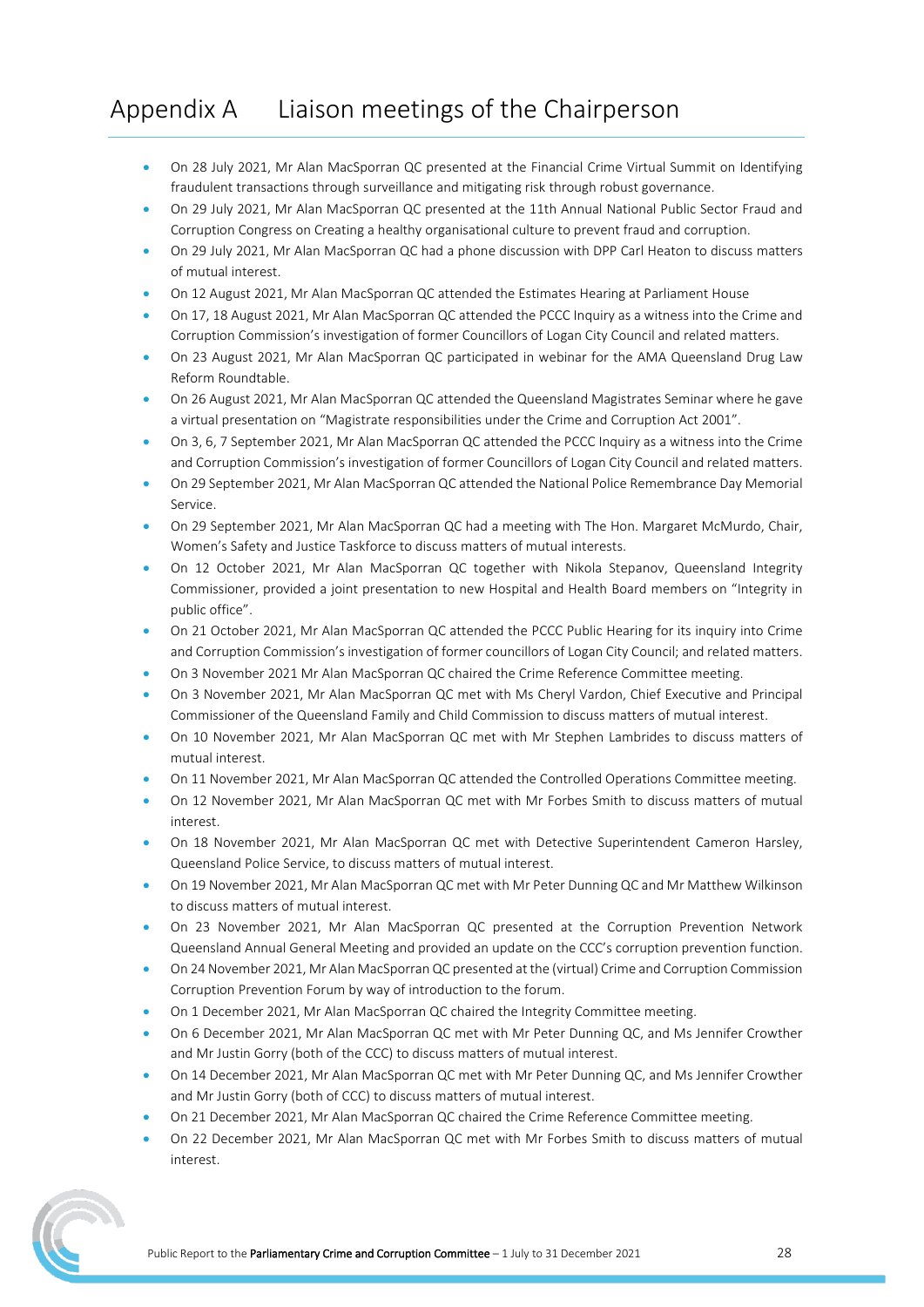# Appendix A Liaison meetings of the Chairperson

- On 28 July 2021, Mr Alan MacSporran QC presented at the Financial Crime Virtual Summit on Identifying fraudulent transactions through surveillance and mitigating risk through robust governance.
- On 29 July 2021, Mr Alan MacSporran QC presented at the 11th Annual National Public Sector Fraud and Corruption Congress on Creating a healthy organisational culture to prevent fraud and corruption.
- On 29 July 2021, Mr Alan MacSporran QC had a phone discussion with DPP Carl Heaton to discuss matters of mutual interest.
- On 12 August 2021, Mr Alan MacSporran QC attended the Estimates Hearing at Parliament House
- On 17, 18 August 2021, Mr Alan MacSporran QC attended the PCCC Inquiry as a witness into the Crime and Corruption Commission's investigation of former Councillors of Logan City Council and related matters.
- On 23 August 2021, Mr Alan MacSporran QC participated in webinar for the AMA Queensland Drug Law Reform Roundtable.
- On 26 August 2021, Mr Alan MacSporran QC attended the Queensland Magistrates Seminar where he gave a virtual presentation on "Magistrate responsibilities under the Crime and Corruption Act 2001".
- On 3, 6, 7 September 2021, Mr Alan MacSporran QC attended the PCCC Inquiry as a witness into the Crime and Corruption Commission's investigation of former Councillors of Logan City Council and related matters.
- On 29 September 2021, Mr Alan MacSporran QC attended the National Police Remembrance Day Memorial Service.
- On 29 September 2021, Mr Alan MacSporran QC had a meeting with The Hon. Margaret McMurdo, Chair, Women's Safety and Justice Taskforce to discuss matters of mutual interests.
- On 12 October 2021, Mr Alan MacSporran QC together with Nikola Stepanov, Queensland Integrity Commissioner, provided a joint presentation to new Hospital and Health Board members on "Integrity in public office".
- On 21 October 2021, Mr Alan MacSporran QC attended the PCCC Public Hearing for its inquiry into Crime and Corruption Commission's investigation of former councillors of Logan City Council; and related matters.
- On 3 November 2021 Mr Alan MacSporran QC chaired the Crime Reference Committee meeting.
- On 3 November 2021, Mr Alan MacSporran QC met with Ms Cheryl Vardon, Chief Executive and Principal Commissioner of the Queensland Family and Child Commission to discuss matters of mutual interest.
- On 10 November 2021, Mr Alan MacSporran QC met with Mr Stephen Lambrides to discuss matters of mutual interest.
- On 11 November 2021, Mr Alan MacSporran QC attended the Controlled Operations Committee meeting.
- On 12 November 2021, Mr Alan MacSporran QC met with Mr Forbes Smith to discuss matters of mutual interest.
- On 18 November 2021, Mr Alan MacSporran QC met with Detective Superintendent Cameron Harsley, Queensland Police Service, to discuss matters of mutual interest.
- On 19 November 2021, Mr Alan MacSporran QC met with Mr Peter Dunning QC and Mr Matthew Wilkinson to discuss matters of mutual interest.
- On 23 November 2021, Mr Alan MacSporran QC presented at the Corruption Prevention Network Queensland Annual General Meeting and provided an update on the CCC's corruption prevention function.
- On 24 November 2021, Mr Alan MacSporran QC presented at the (virtual) Crime and Corruption Commission Corruption Prevention Forum by way of introduction to the forum.
- On 1 December 2021, Mr Alan MacSporran QC chaired the Integrity Committee meeting.
- On 6 December 2021, Mr Alan MacSporran QC met with Mr Peter Dunning QC, and Ms Jennifer Crowther and Mr Justin Gorry (both of the CCC) to discuss matters of mutual interest.
- On 14 December 2021, Mr Alan MacSporran QC met with Mr Peter Dunning QC, and Ms Jennifer Crowther and Mr Justin Gorry (both of CCC) to discuss matters of mutual interest.
- On 21 December 2021, Mr Alan MacSporran QC chaired the Crime Reference Committee meeting.
- On 22 December 2021, Mr Alan MacSporran QC met with Mr Forbes Smith to discuss matters of mutual interest.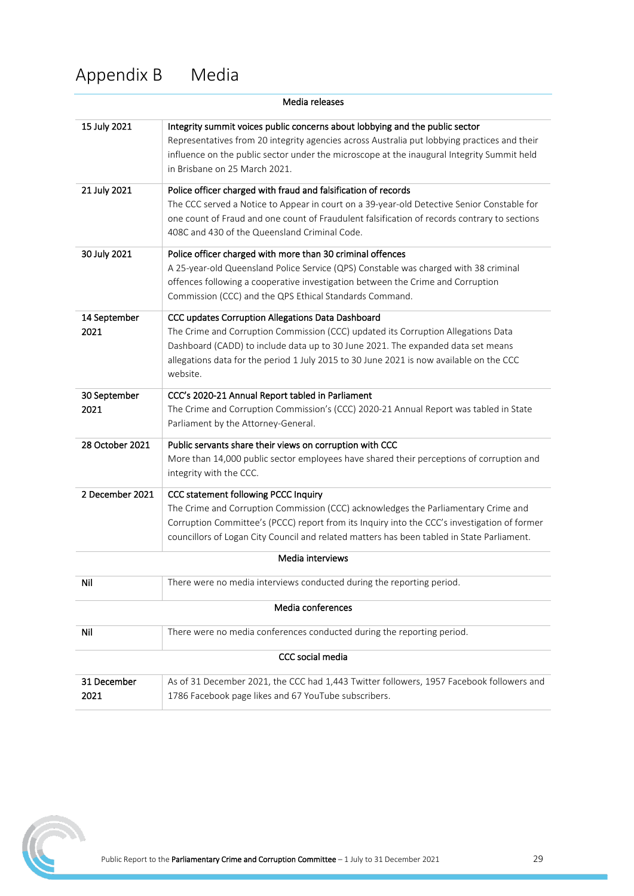# Appendix B Media

| Media releases | |
|---|---|
| 15 July 2021 | Integrity summit voices public concerns about lobbying and the public sector<br>Representatives from 20 integrity agencies across Australia put lobbying practices and their influence on the public sector under the microscope at the inaugural Integrity Summit held in Brisbane on 25 March 2021. |
| 21 July 2021 | Police officer charged with fraud and falsification of records<br>The CCC served a Notice to Appear in court on a 39-year-old Detective Senior Constable for one count of Fraud and one count of Fraudulent falsification of records contrary to sections 408C and 430 of the Queensland Criminal Code. |
| 30 July 2021 | Police officer charged with more than 30 criminal offences<br>A 25-year-old Queensland Police Service (QPS) Constable was charged with 38 criminal offences following a cooperative investigation between the Crime and Corruption Commission (CCC) and the QPS Ethical Standards Command. |
| 14 September 2021 | CCC updates Corruption Allegations Data Dashboard<br>The Crime and Corruption Commission (CCC) updated its Corruption Allegations Data Dashboard (CADD) to include data up to 30 June 2021. The expanded data set means allegations data for the period 1 July 2015 to 30 June 2021 is now available on the CCC website. |
| 30 September 2021 | CCC's 2020-21 Annual Report tabled in Parliament<br>The Crime and Corruption Commission's (CCC) 2020-21 Annual Report was tabled in State Parliament by the Attorney-General. |
| 28 October 2021 | Public servants share their views on corruption with CCC<br>More than 14,000 public sector employees have shared their perceptions of corruption and integrity with the CCC. |
| 2 December 2021 | CCC statement following PCCC Inquiry<br>The Crime and Corruption Commission (CCC) acknowledges the Parliamentary Crime and Corruption Committee's (PCCC) report from its Inquiry into the CCC's investigation of former councillors of Logan City Council and related matters has been tabled in State Parliament. |
| **Media interviews** | |
| Nil | There were no media interviews conducted during the reporting period. |
| **Media conferences** | |
| Nil | There were no media conferences conducted during the reporting period. |
| **CCC social media** | |
| 31 December 2021 | As of 31 December 2021, the CCC had 1,443 Twitter followers, 1957 Facebook followers and 1786 Facebook page likes and 67 YouTube subscribers. |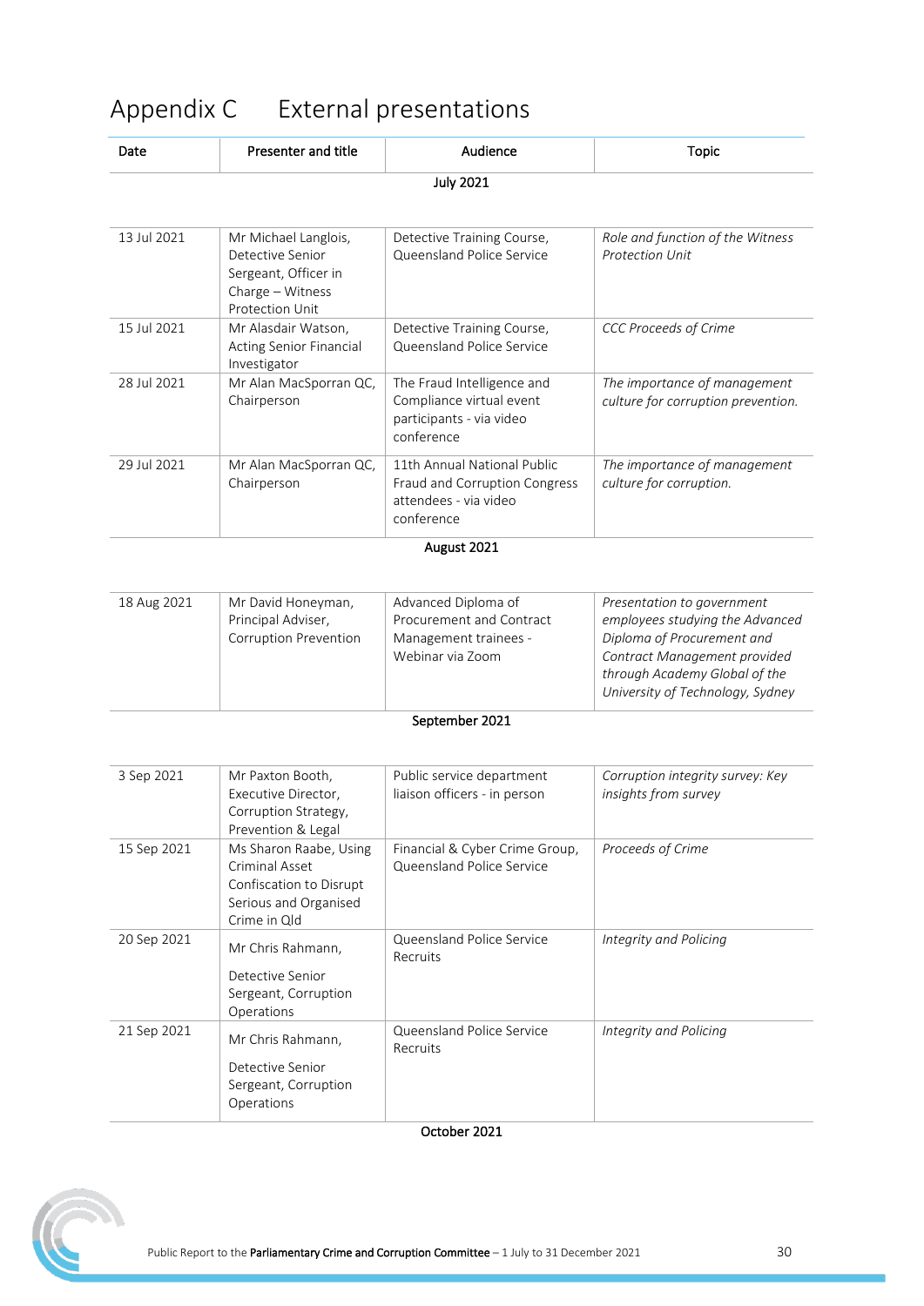# Appendix C External presentations

| Date | Presenter and title | Audience | Topic |
|---|---|---|---|
| **July 2021** | | | |
| 13 Jul 2021 | Mr Michael Langlois, Detective Senior Sergeant, Officer in Charge – Witness Protection Unit | Detective Training Course, Queensland Police Service | *Role and function of the Witness Protection Unit* |
| 15 Jul 2021 | Mr Alasdair Watson, Acting Senior Financial Investigator | Detective Training Course, Queensland Police Service | *CCC Proceeds of Crime* |
| 28 Jul 2021 | Mr Alan MacSporran QC, Chairperson | The Fraud Intelligence and Compliance virtual event participants - via video conference | *The importance of management culture for corruption prevention.* |
| 29 Jul 2021 | Mr Alan MacSporran QC, Chairperson | 11th Annual National Public Fraud and Corruption Congress attendees - via video conference | *The importance of management culture for corruption.* |
| **August 2021** | | | |
| 18 Aug 2021 | Mr David Honeyman, Principal Adviser, Corruption Prevention | Advanced Diploma of Procurement and Contract Management trainees - Webinar via Zoom | *Presentation to government employees studying the Advanced Diploma of Procurement and Contract Management provided through Academy Global of the University of Technology, Sydney* |
| **September 2021** | | | |
| 3 Sep 2021 | Mr Paxton Booth, Executive Director, Corruption Strategy, Prevention & Legal | Public service department liaison officers - in person | *Corruption integrity survey: Key insights from survey* |
| 15 Sep 2021 | Ms Sharon Raabe, Using Criminal Asset Confiscation to Disrupt Serious and Organised Crime in Qld | Financial & Cyber Crime Group, Queensland Police Service | *Proceeds of Crime* |
| 20 Sep 2021 | Mr Chris Rahmann, Detective Senior Sergeant, Corruption Operations | Queensland Police Service Recruits | *Integrity and Policing* |
| 21 Sep 2021 | Mr Chris Rahmann, Detective Senior Sergeant, Corruption Operations | Queensland Police Service Recruits | *Integrity and Policing* |
| **October 2021** | | | |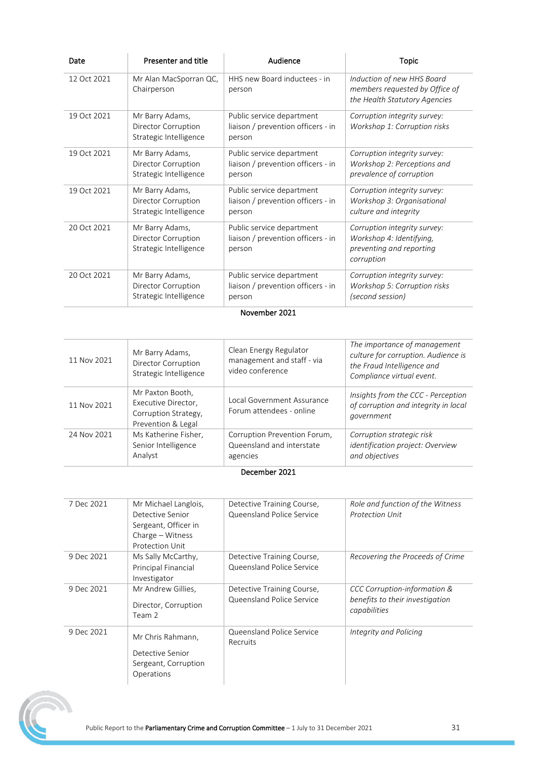| Date | Presenter and title | Audience | Topic |
|---|---|---|---|
| 12 Oct 2021 | Mr Alan MacSporran QC, Chairperson | HHS new Board inductees - in person | *Induction of new HHS Board members requested by Office of the Health Statutory Agencies* |
| 19 Oct 2021 | Mr Barry Adams, Director Corruption Strategic Intelligence | Public service department liaison / prevention officers - in person | *Corruption integrity survey: Workshop 1: Corruption risks* |
| 19 Oct 2021 | Mr Barry Adams, Director Corruption Strategic Intelligence | Public service department liaison / prevention officers - in person | *Corruption integrity survey: Workshop 2: Perceptions and prevalence of corruption* |
| 19 Oct 2021 | Mr Barry Adams, Director Corruption Strategic Intelligence | Public service department liaison / prevention officers - in person | *Corruption integrity survey: Workshop 3: Organisational culture and integrity* |
| 20 Oct 2021 | Mr Barry Adams, Director Corruption Strategic Intelligence | Public service department liaison / prevention officers - in person | *Corruption integrity survey: Workshop 4: Identifying, preventing and reporting corruption* |
| 20 Oct 2021 | Mr Barry Adams, Director Corruption Strategic Intelligence | Public service department liaison / prevention officers - in person | *Corruption integrity survey: Workshop 5: Corruption risks (second session)* |
| **November 2021** | | | |
| 11 Nov 2021 | Mr Barry Adams, Director Corruption Strategic Intelligence | Clean Energy Regulator management and staff - via video conference | *The importance of management culture for corruption. Audience is the Fraud Intelligence and Compliance virtual event.* |
| 11 Nov 2021 | Mr Paxton Booth, Executive Director, Corruption Strategy, Prevention & Legal | Local Government Assurance Forum attendees - online | *Insights from the CCC - Perception of corruption and integrity in local government* |
| 24 Nov 2021 | Ms Katherine Fisher, Senior Intelligence Analyst | Corruption Prevention Forum, Queensland and interstate agencies | *Corruption strategic risk identification project: Overview and objectives* |
| **December 2021** | | | |
| 7 Dec 2021 | Mr Michael Langlois, Detective Senior Sergeant, Officer in Charge – Witness Protection Unit | Detective Training Course, Queensland Police Service | *Role and function of the Witness Protection Unit* |
| 9 Dec 2021 | Ms Sally McCarthy, Principal Financial Investigator | Detective Training Course, Queensland Police Service | *Recovering the Proceeds of Crime* |
| 9 Dec 2021 | Mr Andrew Gillies, Director, Corruption Team 2 | Detective Training Course, Queensland Police Service | *CCC Corruption-information & benefits to their investigation capabilities* |
| 9 Dec 2021 | Mr Chris Rahmann, Detective Senior Sergeant, Corruption Operations | Queensland Police Service Recruits | *Integrity and Policing* |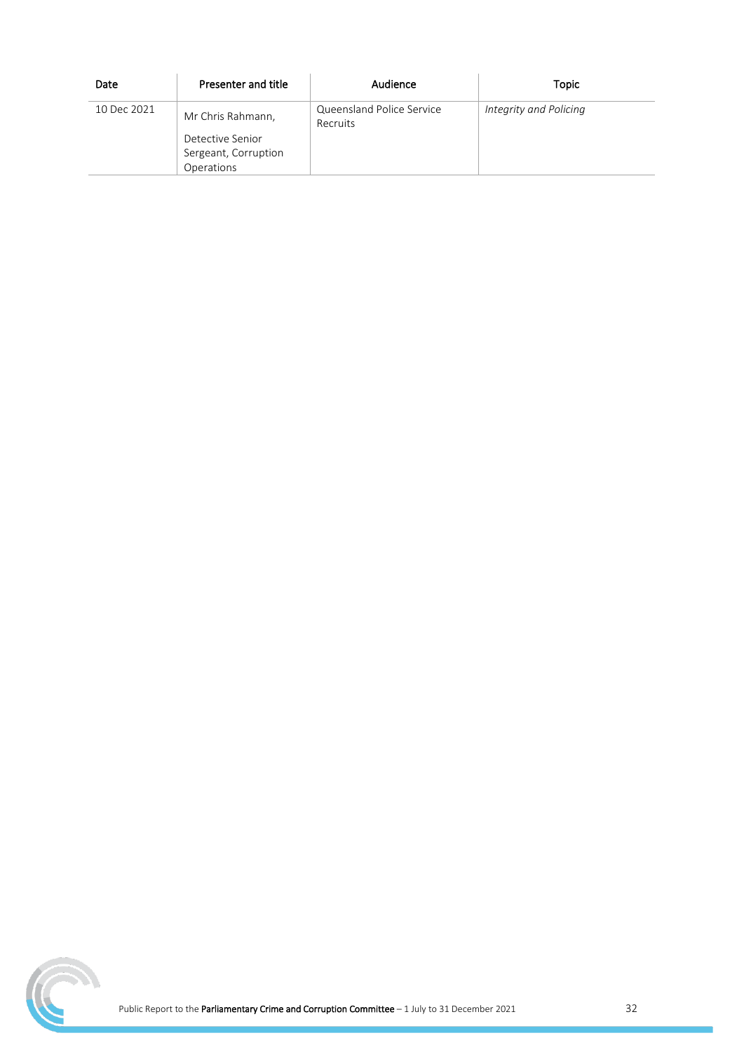| Date | Presenter and title | Audience | Topic |
|---|---|---|---|
| 10 Dec 2021 | Mr Chris Rahmann, Detective Senior Sergeant, Corruption Operations | Queensland Police Service Recruits | *Integrity and Policing* |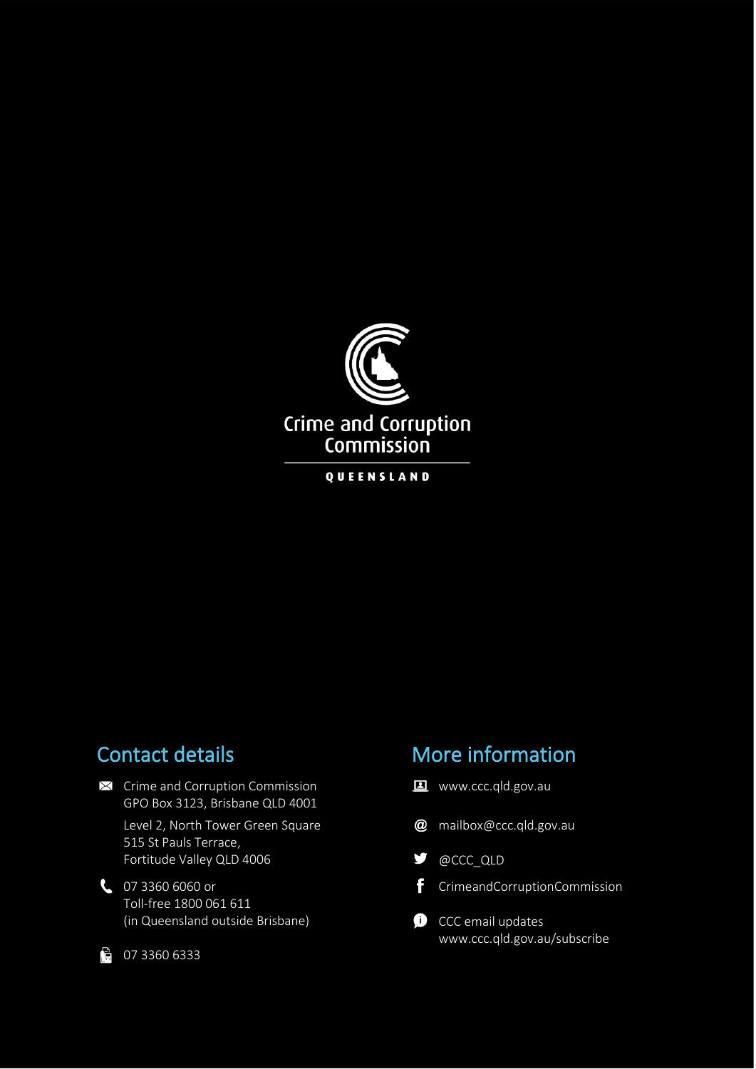Crime and Corruption Commission

QUEENSLAND

## Contact details

Crime and Corruption Commission
GPO Box 3123, Brisbane QLD 4001

Level 2, North Tower Green Square
515 St Pauls Terrace,
Fortitude Valley QLD 4006

07 3360 6060 or
Toll-free 1800 061 611
(in Queensland outside Brisbane)

07 3360 6333

## More information

www.ccc.qld.gov.au

mailbox@ccc.qld.gov.au

@CCC_QLD

CrimeandCorruptionCommission

CCC email updates
www.ccc.qld.gov.au/subscribe